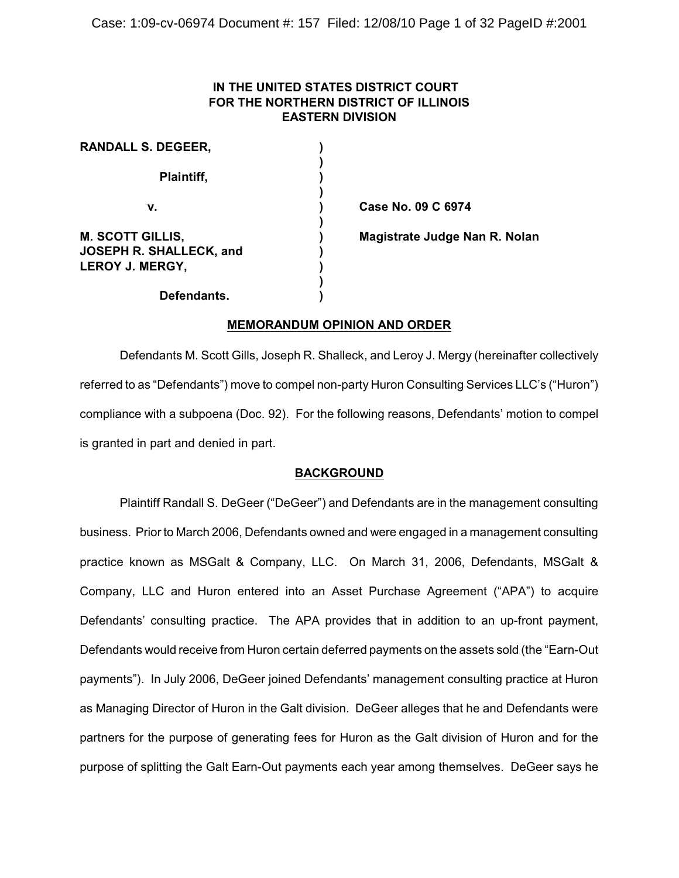**IN THE UNITED STATES DISTRICT COURT FOR THE NORTHERN DISTRICT OF ILLINOIS EASTERN DIVISION**

| | | |
|---|---|---|
| **RANDALL S. DEGEER,** | ) | |
| | ) | |
| **Plaintiff,** | ) | |
| | ) | |
| **v.** | ) | **Case No. 09 C 6974** |
| | ) | |
| **M. SCOTT GILLIS, JOSEPH R. SHALLECK, and LEROY J. MERGY,** | ) | **Magistrate Judge Nan R. Nolan** |
| | ) | |
| **Defendants.** | ) | |

## MEMORANDUM OPINION AND ORDER

Defendants M. Scott Gills, Joseph R. Shalleck, and Leroy J. Mergy (hereinafter collectively referred to as "Defendants") move to compel non-party Huron Consulting Services LLC's ("Huron") compliance with a subpoena (Doc. 92). For the following reasons, Defendants' motion to compel is granted in part and denied in part.

## BACKGROUND

Plaintiff Randall S. DeGeer ("DeGeer") and Defendants are in the management consulting business. Prior to March 2006, Defendants owned and were engaged in a management consulting practice known as MSGalt & Company, LLC. On March 31, 2006, Defendants, MSGalt & Company, LLC and Huron entered into an Asset Purchase Agreement ("APA") to acquire Defendants' consulting practice. The APA provides that in addition to an up-front payment, Defendants would receive from Huron certain deferred payments on the assets sold (the "Earn-Out payments"). In July 2006, DeGeer joined Defendants' management consulting practice at Huron as Managing Director of Huron in the Galt division. DeGeer alleges that he and Defendants were partners for the purpose of generating fees for Huron as the Galt division of Huron and for the purpose of splitting the Galt Earn-Out payments each year among themselves. DeGeer says he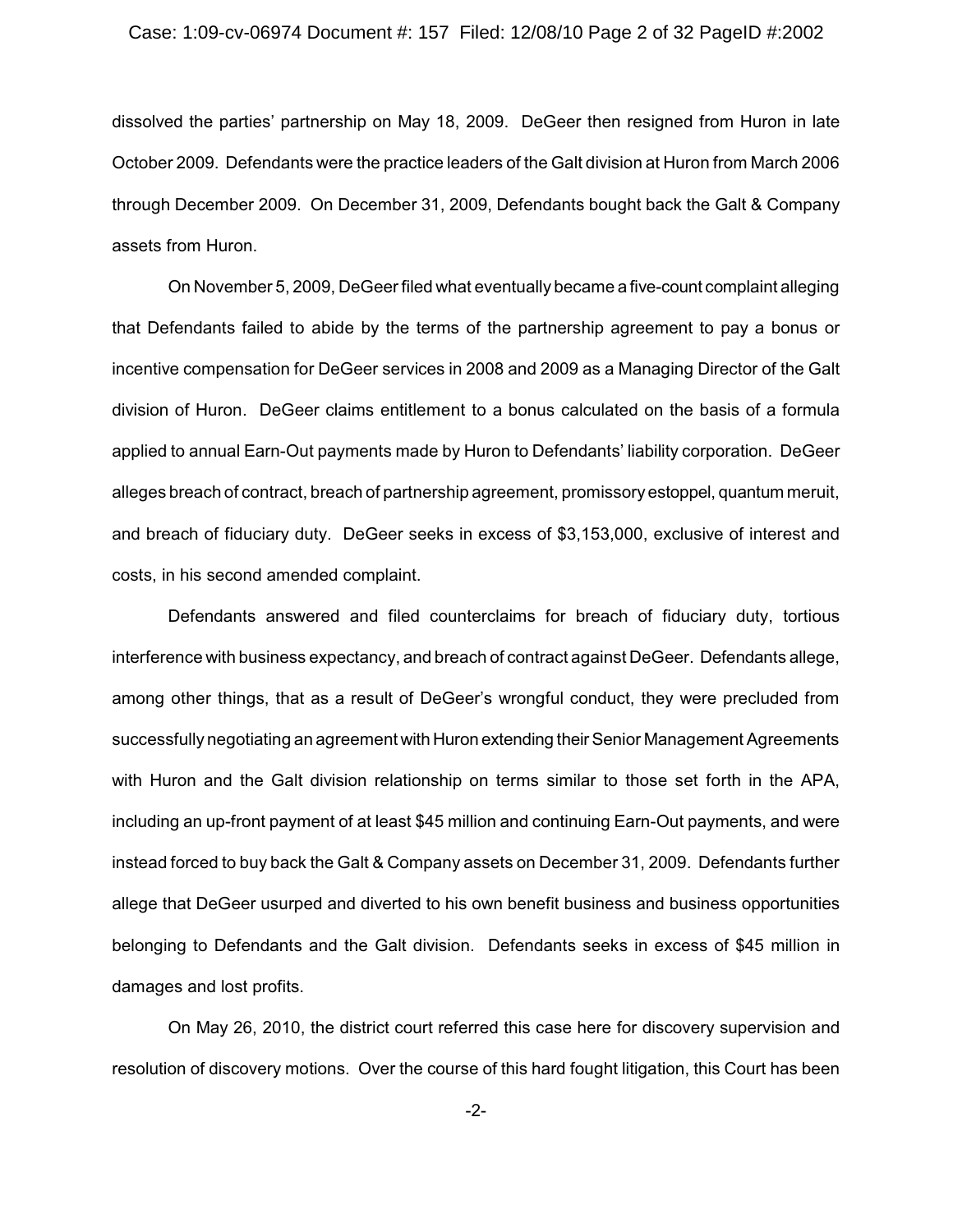dissolved the parties' partnership on May 18, 2009. DeGeer then resigned from Huron in late October 2009. Defendants were the practice leaders of the Galt division at Huron from March 2006 through December 2009. On December 31, 2009, Defendants bought back the Galt & Company assets from Huron.

On November 5, 2009, DeGeer filed what eventually became a five-count complaint alleging that Defendants failed to abide by the terms of the partnership agreement to pay a bonus or incentive compensation for DeGeer services in 2008 and 2009 as a Managing Director of the Galt division of Huron. DeGeer claims entitlement to a bonus calculated on the basis of a formula applied to annual Earn-Out payments made by Huron to Defendants' liability corporation. DeGeer alleges breach of contract, breach of partnership agreement, promissory estoppel, quantum meruit, and breach of fiduciary duty. DeGeer seeks in excess of $3,153,000, exclusive of interest and costs, in his second amended complaint.

Defendants answered and filed counterclaims for breach of fiduciary duty, tortious interference with business expectancy, and breach of contract against DeGeer. Defendants allege, among other things, that as a result of DeGeer's wrongful conduct, they were precluded from successfully negotiating an agreement with Huron extending their Senior Management Agreements with Huron and the Galt division relationship on terms similar to those set forth in the APA, including an up-front payment of at least $45 million and continuing Earn-Out payments, and were instead forced to buy back the Galt & Company assets on December 31, 2009. Defendants further allege that DeGeer usurped and diverted to his own benefit business and business opportunities belonging to Defendants and the Galt division. Defendants seeks in excess of $45 million in damages and lost profits.

On May 26, 2010, the district court referred this case here for discovery supervision and resolution of discovery motions. Over the course of this hard fought litigation, this Court has been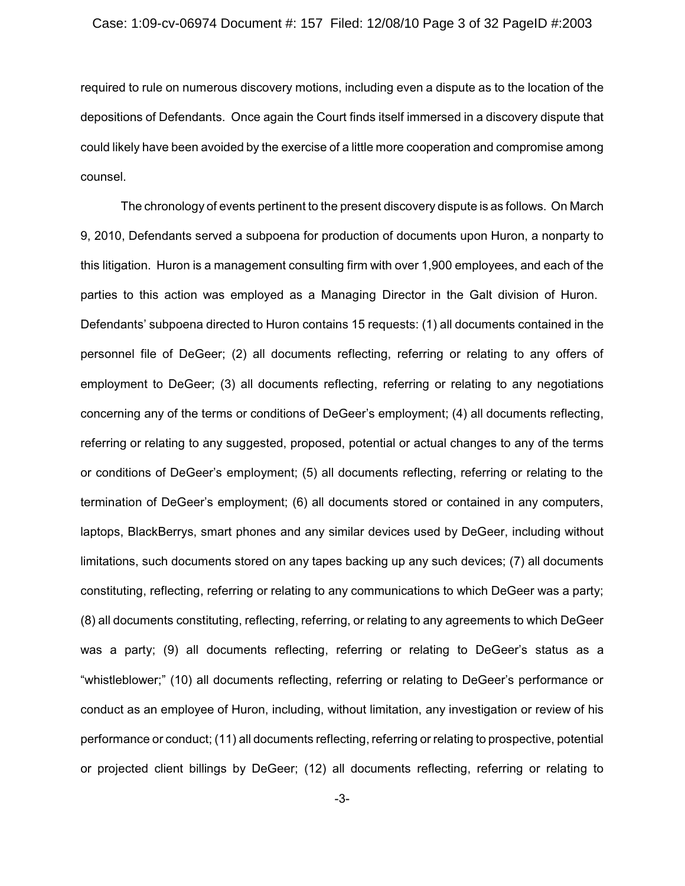required to rule on numerous discovery motions, including even a dispute as to the location of the depositions of Defendants. Once again the Court finds itself immersed in a discovery dispute that could likely have been avoided by the exercise of a little more cooperation and compromise among counsel.

The chronology of events pertinent to the present discovery dispute is as follows. On March 9, 2010, Defendants served a subpoena for production of documents upon Huron, a nonparty to this litigation. Huron is a management consulting firm with over 1,900 employees, and each of the parties to this action was employed as a Managing Director in the Galt division of Huron. Defendants' subpoena directed to Huron contains 15 requests: (1) all documents contained in the personnel file of DeGeer; (2) all documents reflecting, referring or relating to any offers of employment to DeGeer; (3) all documents reflecting, referring or relating to any negotiations concerning any of the terms or conditions of DeGeer's employment; (4) all documents reflecting, referring or relating to any suggested, proposed, potential or actual changes to any of the terms or conditions of DeGeer's employment; (5) all documents reflecting, referring or relating to the termination of DeGeer's employment; (6) all documents stored or contained in any computers, laptops, BlackBerrys, smart phones and any similar devices used by DeGeer, including without limitations, such documents stored on any tapes backing up any such devices; (7) all documents constituting, reflecting, referring or relating to any communications to which DeGeer was a party; (8) all documents constituting, reflecting, referring, or relating to any agreements to which DeGeer was a party; (9) all documents reflecting, referring or relating to DeGeer's status as a "whistleblower;" (10) all documents reflecting, referring or relating to DeGeer's performance or conduct as an employee of Huron, including, without limitation, any investigation or review of his performance or conduct; (11) all documents reflecting, referring or relating to prospective, potential or projected client billings by DeGeer; (12) all documents reflecting, referring or relating to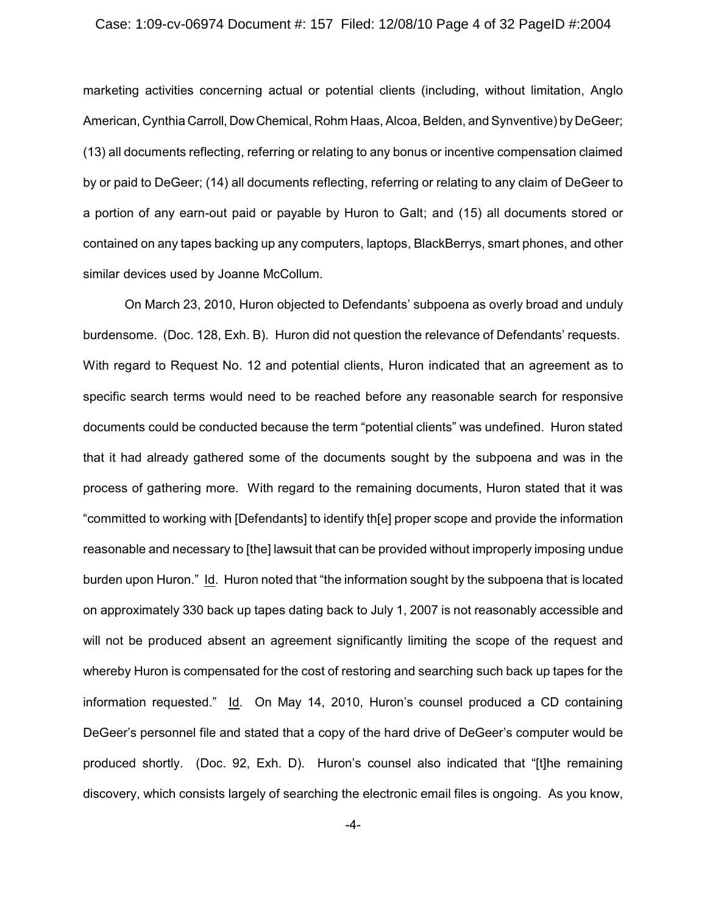marketing activities concerning actual or potential clients (including, without limitation, Anglo American, Cynthia Carroll, Dow Chemical, Rohm Haas, Alcoa, Belden, and Synventive) by DeGeer; (13) all documents reflecting, referring or relating to any bonus or incentive compensation claimed by or paid to DeGeer; (14) all documents reflecting, referring or relating to any claim of DeGeer to a portion of any earn-out paid or payable by Huron to Galt; and (15) all documents stored or contained on any tapes backing up any computers, laptops, BlackBerrys, smart phones, and other similar devices used by Joanne McCollum.

On March 23, 2010, Huron objected to Defendants' subpoena as overly broad and unduly burdensome. (Doc. 128, Exh. B). Huron did not question the relevance of Defendants' requests. With regard to Request No. 12 and potential clients, Huron indicated that an agreement as to specific search terms would need to be reached before any reasonable search for responsive documents could be conducted because the term "potential clients" was undefined. Huron stated that it had already gathered some of the documents sought by the subpoena and was in the process of gathering more. With regard to the remaining documents, Huron stated that it was "committed to working with [Defendants] to identify th[e] proper scope and provide the information reasonable and necessary to [the] lawsuit that can be provided without improperly imposing undue burden upon Huron." Id. Huron noted that "the information sought by the subpoena that is located on approximately 330 back up tapes dating back to July 1, 2007 is not reasonably accessible and will not be produced absent an agreement significantly limiting the scope of the request and whereby Huron is compensated for the cost of restoring and searching such back up tapes for the information requested." Id. On May 14, 2010, Huron's counsel produced a CD containing DeGeer's personnel file and stated that a copy of the hard drive of DeGeer's computer would be produced shortly. (Doc. 92, Exh. D). Huron's counsel also indicated that "[t]he remaining discovery, which consists largely of searching the electronic email files is ongoing. As you know,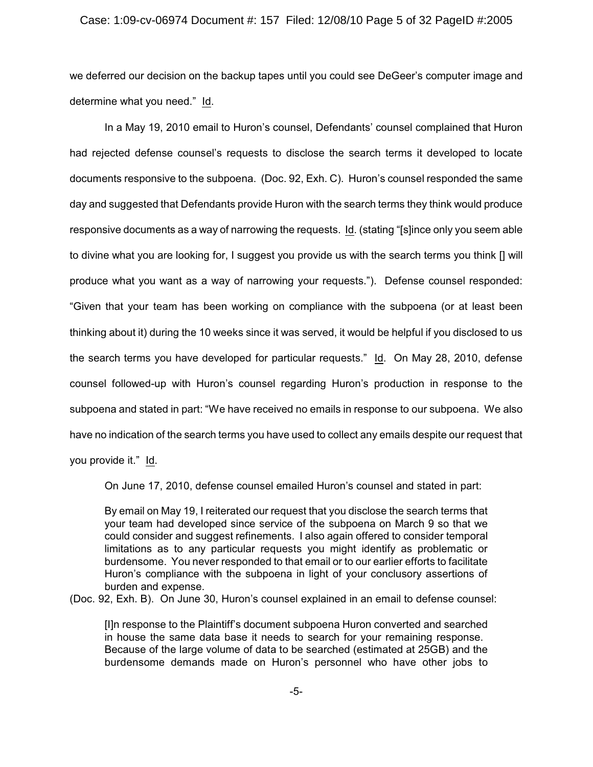we deferred our decision on the backup tapes until you could see DeGeer's computer image and determine what you need." Id.

In a May 19, 2010 email to Huron's counsel, Defendants' counsel complained that Huron had rejected defense counsel's requests to disclose the search terms it developed to locate documents responsive to the subpoena. (Doc. 92, Exh. C). Huron's counsel responded the same day and suggested that Defendants provide Huron with the search terms they think would produce responsive documents as a way of narrowing the requests. Id. (stating "[s]ince only you seem able to divine what you are looking for, I suggest you provide us with the search terms you think [] will produce what you want as a way of narrowing your requests."). Defense counsel responded: "Given that your team has been working on compliance with the subpoena (or at least been thinking about it) during the 10 weeks since it was served, it would be helpful if you disclosed to us the search terms you have developed for particular requests." Id. On May 28, 2010, defense counsel followed-up with Huron's counsel regarding Huron's production in response to the subpoena and stated in part: "We have received no emails in response to our subpoena. We also have no indication of the search terms you have used to collect any emails despite our request that you provide it." Id.

On June 17, 2010, defense counsel emailed Huron's counsel and stated in part:

> By email on May 19, I reiterated our request that you disclose the search terms that your team had developed since service of the subpoena on March 9 so that we could consider and suggest refinements. I also again offered to consider temporal limitations as to any particular requests you might identify as problematic or burdensome. You never responded to that email or to our earlier efforts to facilitate Huron's compliance with the subpoena in light of your conclusory assertions of burden and expense.

(Doc. 92, Exh. B). On June 30, Huron's counsel explained in an email to defense counsel:

> [I]n response to the Plaintiff's document subpoena Huron converted and searched in house the same data base it needs to search for your remaining response. Because of the large volume of data to be searched (estimated at 25GB) and the burdensome demands made on Huron's personnel who have other jobs to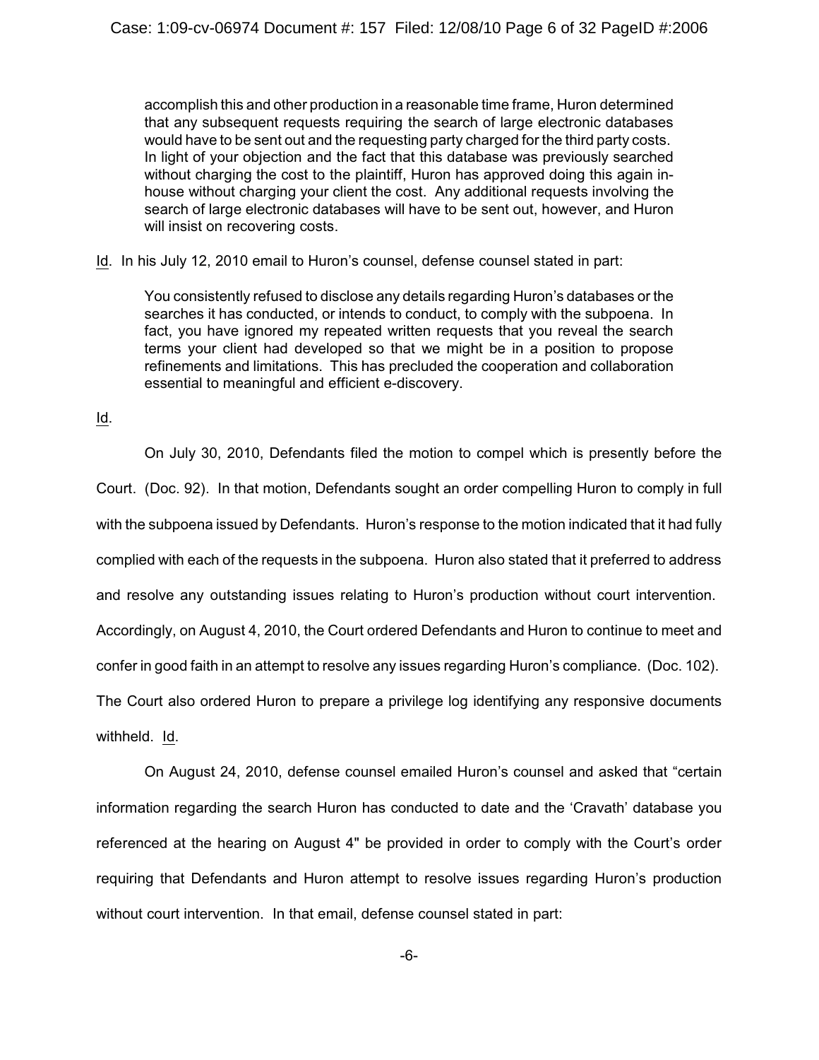> accomplish this and other production in a reasonable time frame, Huron determined that any subsequent requests requiring the search of large electronic databases would have to be sent out and the requesting party charged for the third party costs. In light of your objection and the fact that this database was previously searched without charging the cost to the plaintiff, Huron has approved doing this again in-house without charging your client the cost. Any additional requests involving the search of large electronic databases will have to be sent out, however, and Huron will insist on recovering costs.

Id. In his July 12, 2010 email to Huron's counsel, defense counsel stated in part:

> You consistently refused to disclose any details regarding Huron's databases or the searches it has conducted, or intends to conduct, to comply with the subpoena. In fact, you have ignored my repeated written requests that you reveal the search terms your client had developed so that we might be in a position to propose refinements and limitations. This has precluded the cooperation and collaboration essential to meaningful and efficient e-discovery.

Id.

On July 30, 2010, Defendants filed the motion to compel which is presently before the Court. (Doc. 92). In that motion, Defendants sought an order compelling Huron to comply in full with the subpoena issued by Defendants. Huron's response to the motion indicated that it had fully complied with each of the requests in the subpoena. Huron also stated that it preferred to address and resolve any outstanding issues relating to Huron's production without court intervention. Accordingly, on August 4, 2010, the Court ordered Defendants and Huron to continue to meet and confer in good faith in an attempt to resolve any issues regarding Huron's compliance. (Doc. 102). The Court also ordered Huron to prepare a privilege log identifying any responsive documents withheld. Id.

On August 24, 2010, defense counsel emailed Huron's counsel and asked that "certain information regarding the search Huron has conducted to date and the 'Cravath' database you referenced at the hearing on August 4" be provided in order to comply with the Court's order requiring that Defendants and Huron attempt to resolve issues regarding Huron's production without court intervention. In that email, defense counsel stated in part: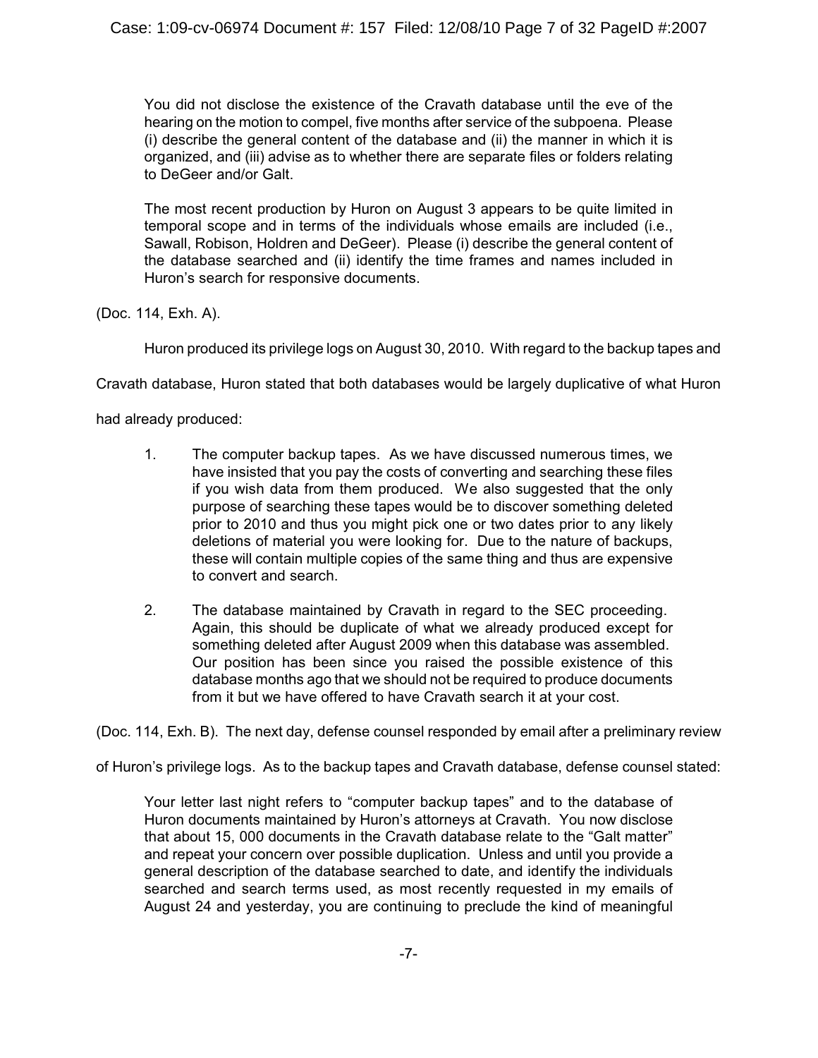> You did not disclose the existence of the Cravath database until the eve of the hearing on the motion to compel, five months after service of the subpoena. Please (i) describe the general content of the database and (ii) the manner in which it is organized, and (iii) advise as to whether there are separate files or folders relating to DeGeer and/or Galt.
>
> The most recent production by Huron on August 3 appears to be quite limited in temporal scope and in terms of the individuals whose emails are included (i.e., Sawall, Robison, Holdren and DeGeer). Please (i) describe the general content of the database searched and (ii) identify the time frames and names included in Huron's search for responsive documents.

(Doc. 114, Exh. A).

Huron produced its privilege logs on August 30, 2010. With regard to the backup tapes and Cravath database, Huron stated that both databases would be largely duplicative of what Huron had already produced:

> 1. The computer backup tapes. As we have discussed numerous times, we have insisted that you pay the costs of converting and searching these files if you wish data from them produced. We also suggested that the only purpose of searching these tapes would be to discover something deleted prior to 2010 and thus you might pick one or two dates prior to any likely deletions of material you were looking for. Due to the nature of backups, these will contain multiple copies of the same thing and thus are expensive to convert and search.
>
> 2. The database maintained by Cravath in regard to the SEC proceeding. Again, this should be duplicate of what we already produced except for something deleted after August 2009 when this database was assembled. Our position has been since you raised the possible existence of this database months ago that we should not be required to produce documents from it but we have offered to have Cravath search it at your cost.

(Doc. 114, Exh. B). The next day, defense counsel responded by email after a preliminary review of Huron's privilege logs. As to the backup tapes and Cravath database, defense counsel stated:

> Your letter last night refers to "computer backup tapes" and to the database of Huron documents maintained by Huron's attorneys at Cravath. You now disclose that about 15, 000 documents in the Cravath database relate to the "Galt matter" and repeat your concern over possible duplication. Unless and until you provide a general description of the database searched to date, and identify the individuals searched and search terms used, as most recently requested in my emails of August 24 and yesterday, you are continuing to preclude the kind of meaningful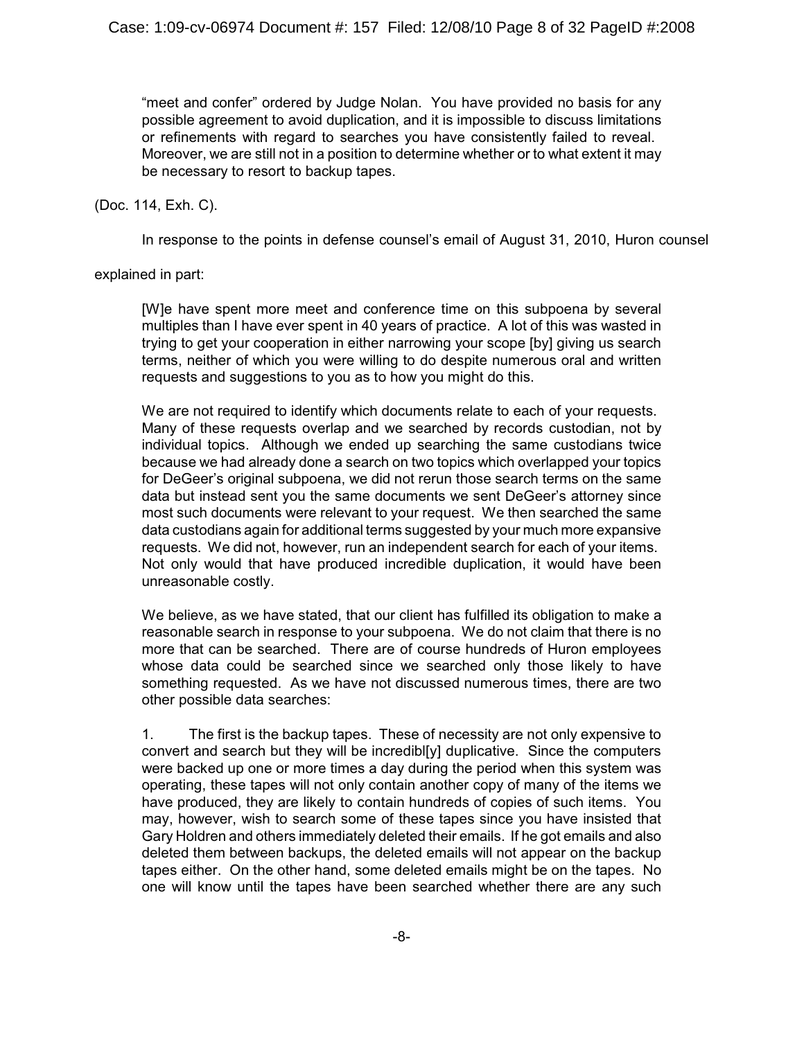"meet and confer" ordered by Judge Nolan. You have provided no basis for any possible agreement to avoid duplication, and it is impossible to discuss limitations or refinements with regard to searches you have consistently failed to reveal. Moreover, we are still not in a position to determine whether or to what extent it may be necessary to resort to backup tapes.

(Doc. 114, Exh. C).

In response to the points in defense counsel's email of August 31, 2010, Huron counsel explained in part:

> [W]e have spent more meet and conference time on this subpoena by several multiples than I have ever spent in 40 years of practice. A lot of this was wasted in trying to get your cooperation in either narrowing your scope [by] giving us search terms, neither of which you were willing to do despite numerous oral and written requests and suggestions to you as to how you might do this.
>
> We are not required to identify which documents relate to each of your requests. Many of these requests overlap and we searched by records custodian, not by individual topics. Although we ended up searching the same custodians twice because we had already done a search on two topics which overlapped your topics for DeGeer's original subpoena, we did not rerun those search terms on the same data but instead sent you the same documents we sent DeGeer's attorney since most such documents were relevant to your request. We then searched the same data custodians again for additional terms suggested by your much more expansive requests. We did not, however, run an independent search for each of your items. Not only would that have produced incredible duplication, it would have been unreasonable costly.
>
> We believe, as we have stated, that our client has fulfilled its obligation to make a reasonable search in response to your subpoena. We do not claim that there is no more that can be searched. There are of course hundreds of Huron employees whose data could be searched since we searched only those likely to have something requested. As we have not discussed numerous times, there are two other possible data searches:
>
> 1. The first is the backup tapes. These of necessity are not only expensive to convert and search but they will be incredibl[y] duplicative. Since the computers were backed up one or more times a day during the period when this system was operating, these tapes will not only contain another copy of many of the items we have produced, they are likely to contain hundreds of copies of such items. You may, however, wish to search some of these tapes since you have insisted that Gary Holdren and others immediately deleted their emails. If he got emails and also deleted them between backups, the deleted emails will not appear on the backup tapes either. On the other hand, some deleted emails might be on the tapes. No one will know until the tapes have been searched whether there are any such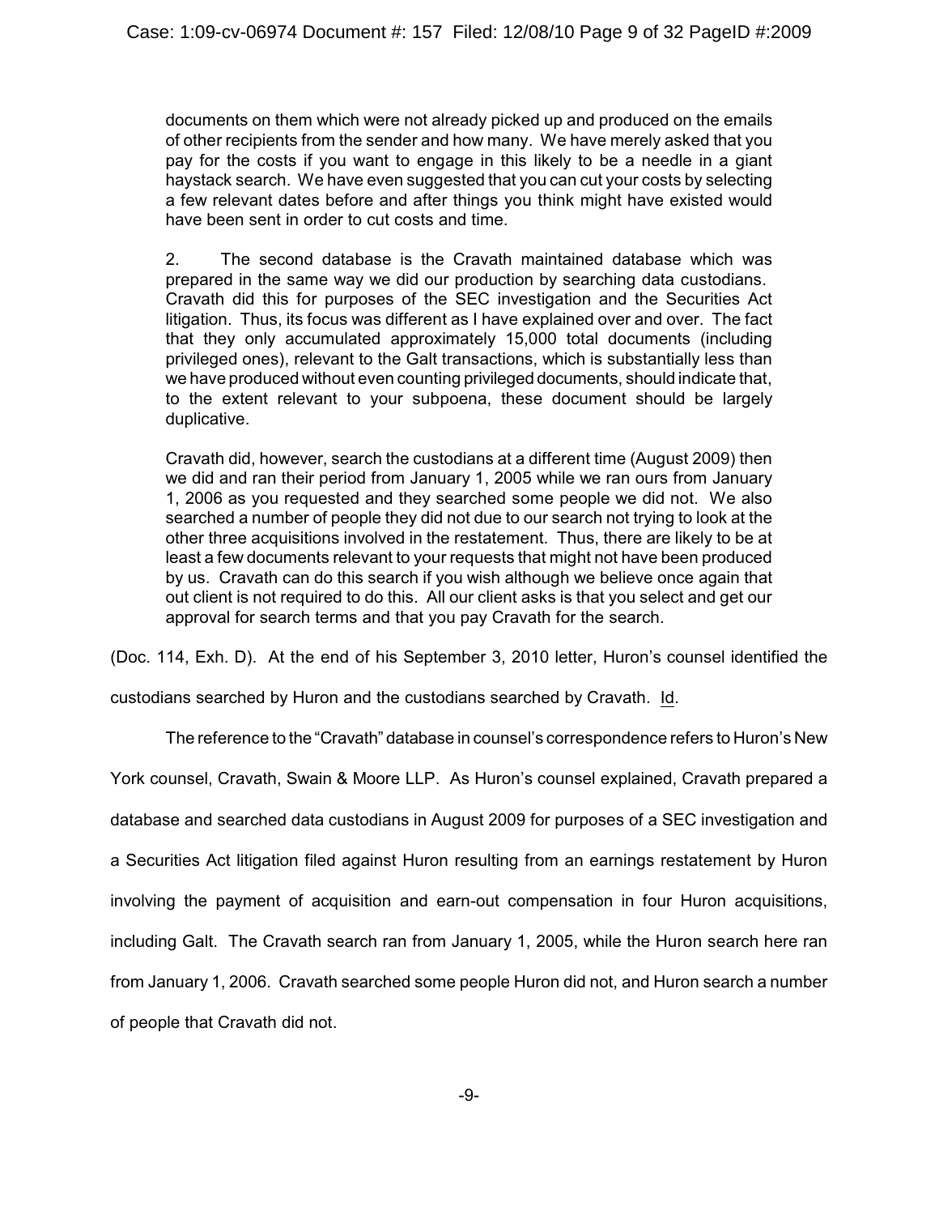> documents on them which were not already picked up and produced on the emails of other recipients from the sender and how many. We have merely asked that you pay for the costs if you want to engage in this likely to be a needle in a giant haystack search. We have even suggested that you can cut your costs by selecting a few relevant dates before and after things you think might have existed would have been sent in order to cut costs and time.
>
> 2. The second database is the Cravath maintained database which was prepared in the same way we did our production by searching data custodians. Cravath did this for purposes of the SEC investigation and the Securities Act litigation. Thus, its focus was different as I have explained over and over. The fact that they only accumulated approximately 15,000 total documents (including privileged ones), relevant to the Galt transactions, which is substantially less than we have produced without even counting privileged documents, should indicate that, to the extent relevant to your subpoena, these document should be largely duplicative.
>
> Cravath did, however, search the custodians at a different time (August 2009) then we did and ran their period from January 1, 2005 while we ran ours from January 1, 2006 as you requested and they searched some people we did not. We also searched a number of people they did not due to our search not trying to look at the other three acquisitions involved in the restatement. Thus, there are likely to be at least a few documents relevant to your requests that might not have been produced by us. Cravath can do this search if you wish although we believe once again that out client is not required to do this. All our client asks is that you select and get our approval for search terms and that you pay Cravath for the search.

(Doc. 114, Exh. D). At the end of his September 3, 2010 letter, Huron's counsel identified the custodians searched by Huron and the custodians searched by Cravath. Id.

The reference to the "Cravath" database in counsel's correspondence refers to Huron's New York counsel, Cravath, Swain & Moore LLP. As Huron's counsel explained, Cravath prepared a database and searched data custodians in August 2009 for purposes of a SEC investigation and a Securities Act litigation filed against Huron resulting from an earnings restatement by Huron involving the payment of acquisition and earn-out compensation in four Huron acquisitions, including Galt. The Cravath search ran from January 1, 2005, while the Huron search here ran from January 1, 2006. Cravath searched some people Huron did not, and Huron search a number of people that Cravath did not.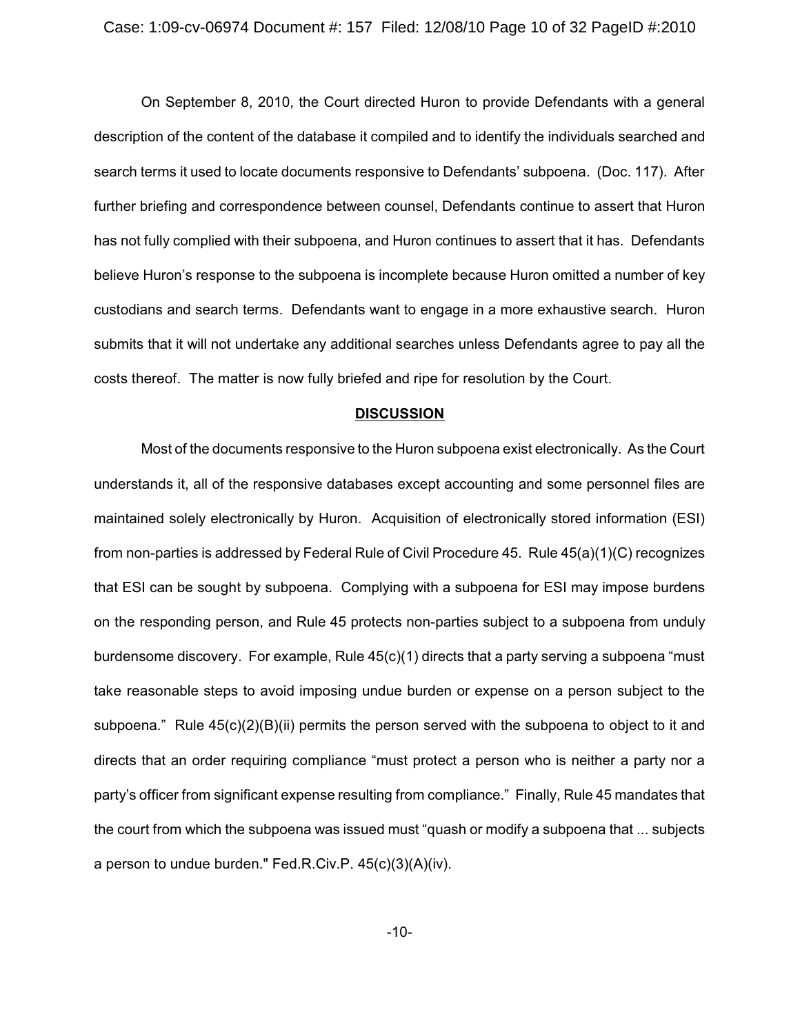On September 8, 2010, the Court directed Huron to provide Defendants with a general description of the content of the database it compiled and to identify the individuals searched and search terms it used to locate documents responsive to Defendants' subpoena. (Doc. 117). After further briefing and correspondence between counsel, Defendants continue to assert that Huron has not fully complied with their subpoena, and Huron continues to assert that it has. Defendants believe Huron's response to the subpoena is incomplete because Huron omitted a number of key custodians and search terms. Defendants want to engage in a more exhaustive search. Huron submits that it will not undertake any additional searches unless Defendants agree to pay all the costs thereof. The matter is now fully briefed and ripe for resolution by the Court.

## DISCUSSION

Most of the documents responsive to the Huron subpoena exist electronically. As the Court understands it, all of the responsive databases except accounting and some personnel files are maintained solely electronically by Huron. Acquisition of electronically stored information (ESI) from non-parties is addressed by Federal Rule of Civil Procedure 45. Rule 45(a)(1)(C) recognizes that ESI can be sought by subpoena. Complying with a subpoena for ESI may impose burdens on the responding person, and Rule 45 protects non-parties subject to a subpoena from unduly burdensome discovery. For example, Rule 45(c)(1) directs that a party serving a subpoena "must take reasonable steps to avoid imposing undue burden or expense on a person subject to the subpoena." Rule 45(c)(2)(B)(ii) permits the person served with the subpoena to object to it and directs that an order requiring compliance "must protect a person who is neither a party nor a party's officer from significant expense resulting from compliance." Finally, Rule 45 mandates that the court from which the subpoena was issued must "quash or modify a subpoena that ... subjects a person to undue burden." Fed.R.Civ.P. 45(c)(3)(A)(iv).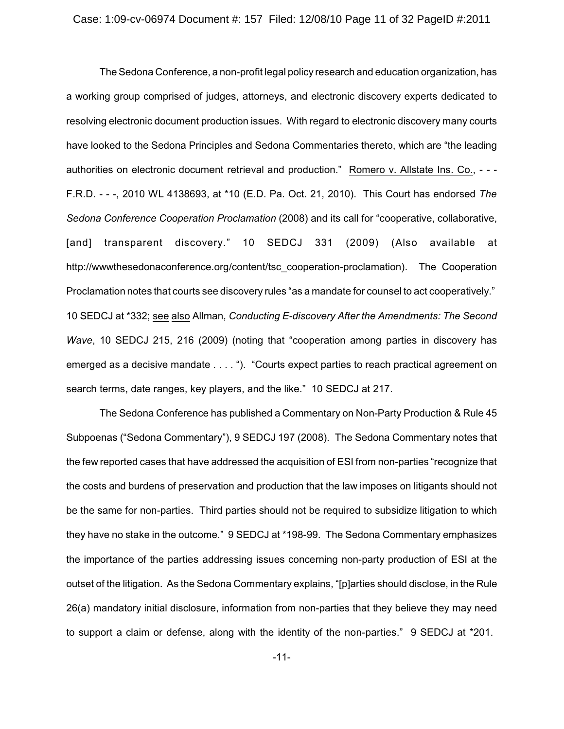The Sedona Conference, a non-profit legal policy research and education organization, has a working group comprised of judges, attorneys, and electronic discovery experts dedicated to resolving electronic document production issues. With regard to electronic discovery many courts have looked to the Sedona Principles and Sedona Commentaries thereto, which are "the leading authorities on electronic document retrieval and production." Romero v. Allstate Ins. Co., - - - F.R.D. - - -, 2010 WL 4138693, at *10 (E.D. Pa. Oct. 21, 2010). This Court has endorsed *The Sedona Conference Cooperation Proclamation* (2008) and its call for "cooperative, collaborative, [and] transparent discovery." 10 SEDCJ 331 (2009) (Also available at http://wwwthesedonaconference.org/content/tsc_cooperation-proclamation). The Cooperation Proclamation notes that courts see discovery rules "as a mandate for counsel to act cooperatively." 10 SEDCJ at *332; see also Allman, *Conducting E-discovery After the Amendments: The Second Wave*, 10 SEDCJ 215, 216 (2009) (noting that "cooperation among parties in discovery has emerged as a decisive mandate . . . . "). "Courts expect parties to reach practical agreement on search terms, date ranges, key players, and the like." 10 SEDCJ at 217.

The Sedona Conference has published a Commentary on Non-Party Production & Rule 45 Subpoenas ("Sedona Commentary"), 9 SEDCJ 197 (2008). The Sedona Commentary notes that the few reported cases that have addressed the acquisition of ESI from non-parties "recognize that the costs and burdens of preservation and production that the law imposes on litigants should not be the same for non-parties. Third parties should not be required to subsidize litigation to which they have no stake in the outcome." 9 SEDCJ at *198-99. The Sedona Commentary emphasizes the importance of the parties addressing issues concerning non-party production of ESI at the outset of the litigation. As the Sedona Commentary explains, "[p]arties should disclose, in the Rule 26(a) mandatory initial disclosure, information from non-parties that they believe they may need to support a claim or defense, along with the identity of the non-parties." 9 SEDCJ at *201.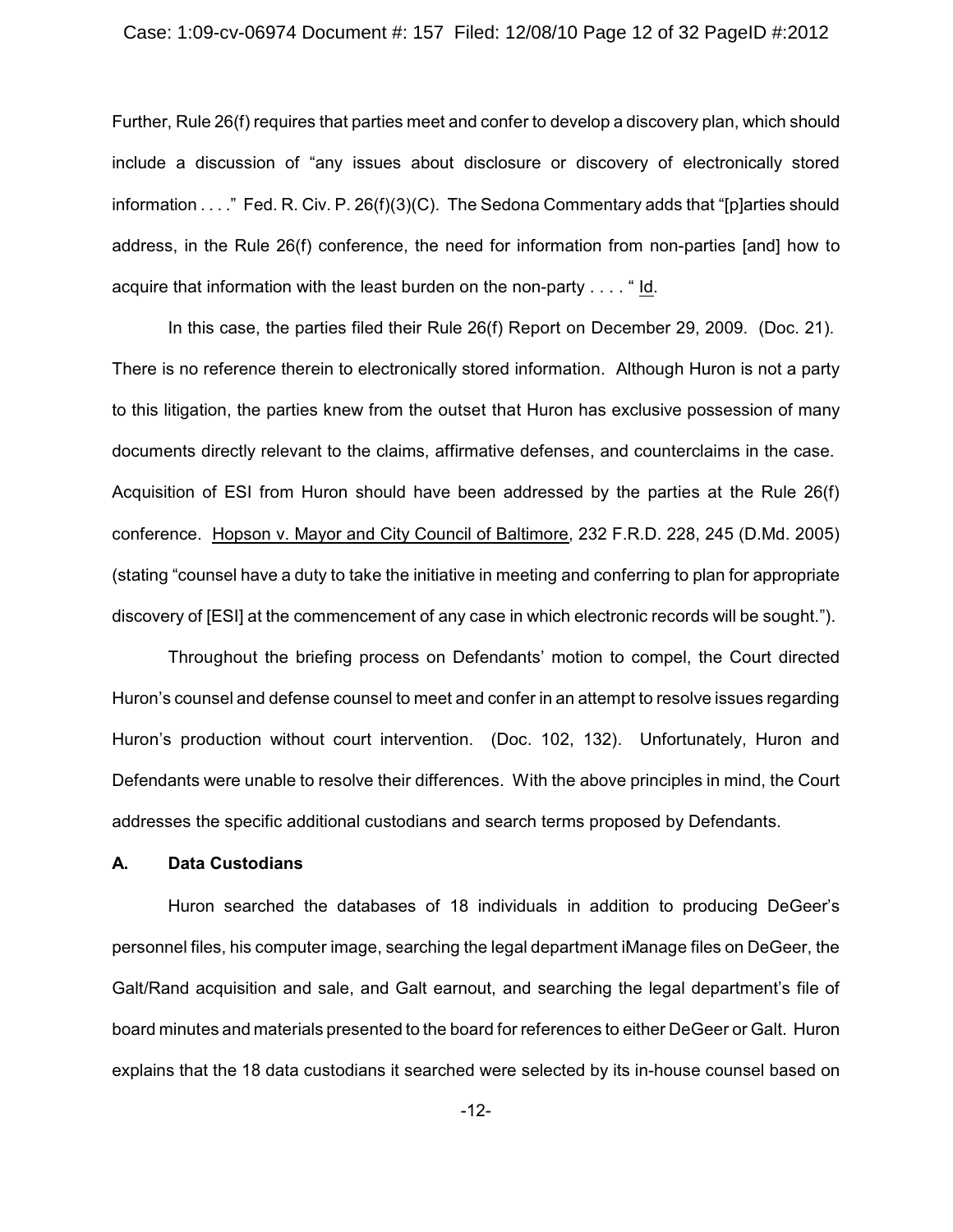Further, Rule 26(f) requires that parties meet and confer to develop a discovery plan, which should include a discussion of "any issues about disclosure or discovery of electronically stored information . . . ." Fed. R. Civ. P. 26(f)(3)(C). The Sedona Commentary adds that "[p]arties should address, in the Rule 26(f) conference, the need for information from non-parties [and] how to acquire that information with the least burden on the non-party . . . . " Id.

In this case, the parties filed their Rule 26(f) Report on December 29, 2009. (Doc. 21). There is no reference therein to electronically stored information. Although Huron is not a party to this litigation, the parties knew from the outset that Huron has exclusive possession of many documents directly relevant to the claims, affirmative defenses, and counterclaims in the case. Acquisition of ESI from Huron should have been addressed by the parties at the Rule 26(f) conference. Hopson v. Mayor and City Council of Baltimore, 232 F.R.D. 228, 245 (D.Md. 2005) (stating "counsel have a duty to take the initiative in meeting and conferring to plan for appropriate discovery of [ESI] at the commencement of any case in which electronic records will be sought.").

Throughout the briefing process on Defendants' motion to compel, the Court directed Huron's counsel and defense counsel to meet and confer in an attempt to resolve issues regarding Huron's production without court intervention. (Doc. 102, 132). Unfortunately, Huron and Defendants were unable to resolve their differences. With the above principles in mind, the Court addresses the specific additional custodians and search terms proposed by Defendants.

### A. Data Custodians

Huron searched the databases of 18 individuals in addition to producing DeGeer's personnel files, his computer image, searching the legal department iManage files on DeGeer, the Galt/Rand acquisition and sale, and Galt earnout, and searching the legal department's file of board minutes and materials presented to the board for references to either DeGeer or Galt. Huron explains that the 18 data custodians it searched were selected by its in-house counsel based on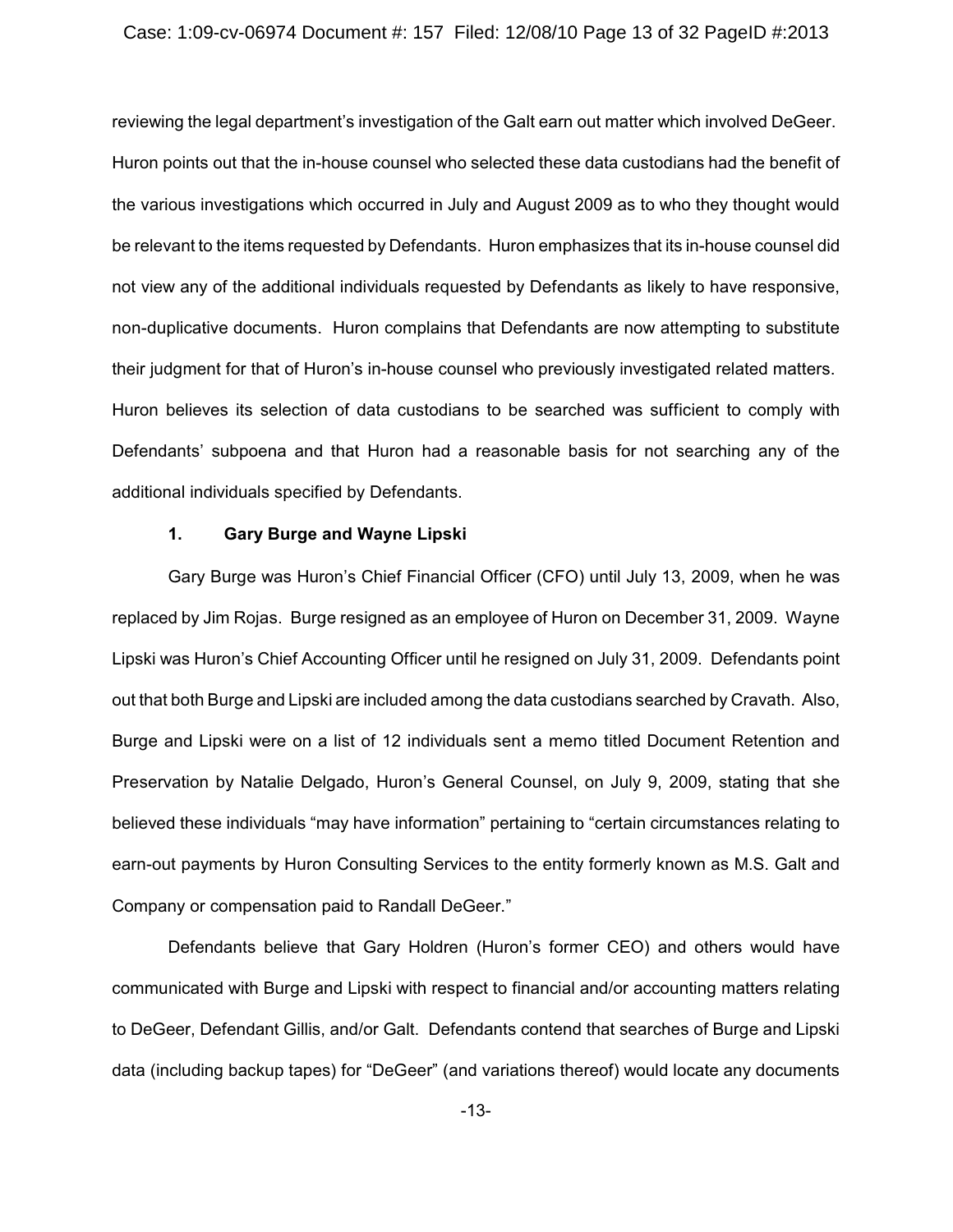reviewing the legal department's investigation of the Galt earn out matter which involved DeGeer. Huron points out that the in-house counsel who selected these data custodians had the benefit of the various investigations which occurred in July and August 2009 as to who they thought would be relevant to the items requested by Defendants. Huron emphasizes that its in-house counsel did not view any of the additional individuals requested by Defendants as likely to have responsive, non-duplicative documents. Huron complains that Defendants are now attempting to substitute their judgment for that of Huron's in-house counsel who previously investigated related matters. Huron believes its selection of data custodians to be searched was sufficient to comply with Defendants' subpoena and that Huron had a reasonable basis for not searching any of the additional individuals specified by Defendants.

**1. Gary Burge and Wayne Lipski**

Gary Burge was Huron's Chief Financial Officer (CFO) until July 13, 2009, when he was replaced by Jim Rojas. Burge resigned as an employee of Huron on December 31, 2009. Wayne Lipski was Huron's Chief Accounting Officer until he resigned on July 31, 2009. Defendants point out that both Burge and Lipski are included among the data custodians searched by Cravath. Also, Burge and Lipski were on a list of 12 individuals sent a memo titled Document Retention and Preservation by Natalie Delgado, Huron's General Counsel, on July 9, 2009, stating that she believed these individuals "may have information" pertaining to "certain circumstances relating to earn-out payments by Huron Consulting Services to the entity formerly known as M.S. Galt and Company or compensation paid to Randall DeGeer."

Defendants believe that Gary Holdren (Huron's former CEO) and others would have communicated with Burge and Lipski with respect to financial and/or accounting matters relating to DeGeer, Defendant Gillis, and/or Galt. Defendants contend that searches of Burge and Lipski data (including backup tapes) for "DeGeer" (and variations thereof) would locate any documents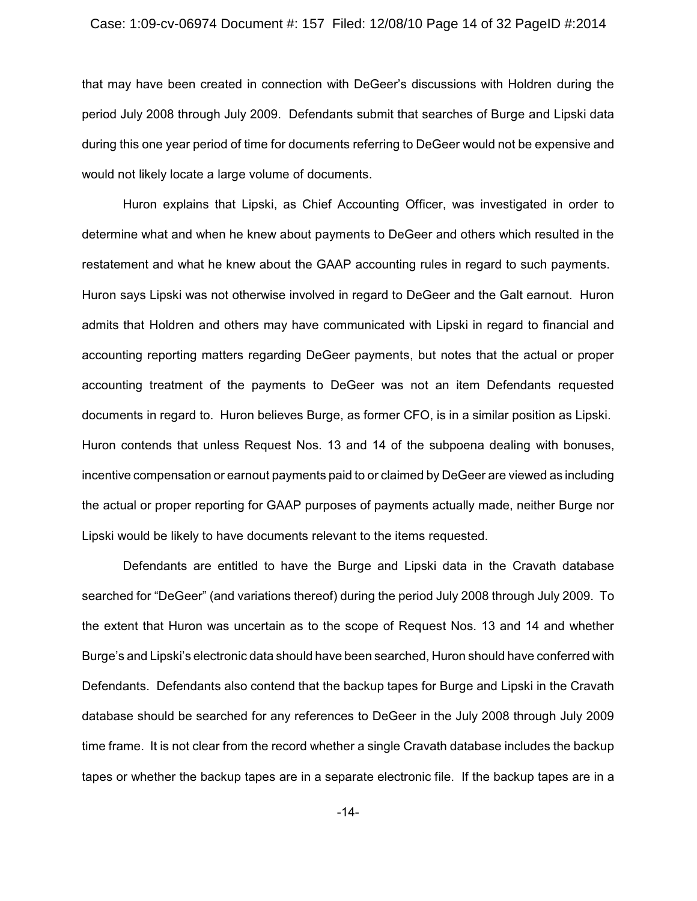that may have been created in connection with DeGeer's discussions with Holdren during the period July 2008 through July 2009. Defendants submit that searches of Burge and Lipski data during this one year period of time for documents referring to DeGeer would not be expensive and would not likely locate a large volume of documents.

Huron explains that Lipski, as Chief Accounting Officer, was investigated in order to determine what and when he knew about payments to DeGeer and others which resulted in the restatement and what he knew about the GAAP accounting rules in regard to such payments. Huron says Lipski was not otherwise involved in regard to DeGeer and the Galt earnout. Huron admits that Holdren and others may have communicated with Lipski in regard to financial and accounting reporting matters regarding DeGeer payments, but notes that the actual or proper accounting treatment of the payments to DeGeer was not an item Defendants requested documents in regard to. Huron believes Burge, as former CFO, is in a similar position as Lipski. Huron contends that unless Request Nos. 13 and 14 of the subpoena dealing with bonuses, incentive compensation or earnout payments paid to or claimed by DeGeer are viewed as including the actual or proper reporting for GAAP purposes of payments actually made, neither Burge nor Lipski would be likely to have documents relevant to the items requested.

Defendants are entitled to have the Burge and Lipski data in the Cravath database searched for "DeGeer" (and variations thereof) during the period July 2008 through July 2009. To the extent that Huron was uncertain as to the scope of Request Nos. 13 and 14 and whether Burge's and Lipski's electronic data should have been searched, Huron should have conferred with Defendants. Defendants also contend that the backup tapes for Burge and Lipski in the Cravath database should be searched for any references to DeGeer in the July 2008 through July 2009 time frame. It is not clear from the record whether a single Cravath database includes the backup tapes or whether the backup tapes are in a separate electronic file. If the backup tapes are in a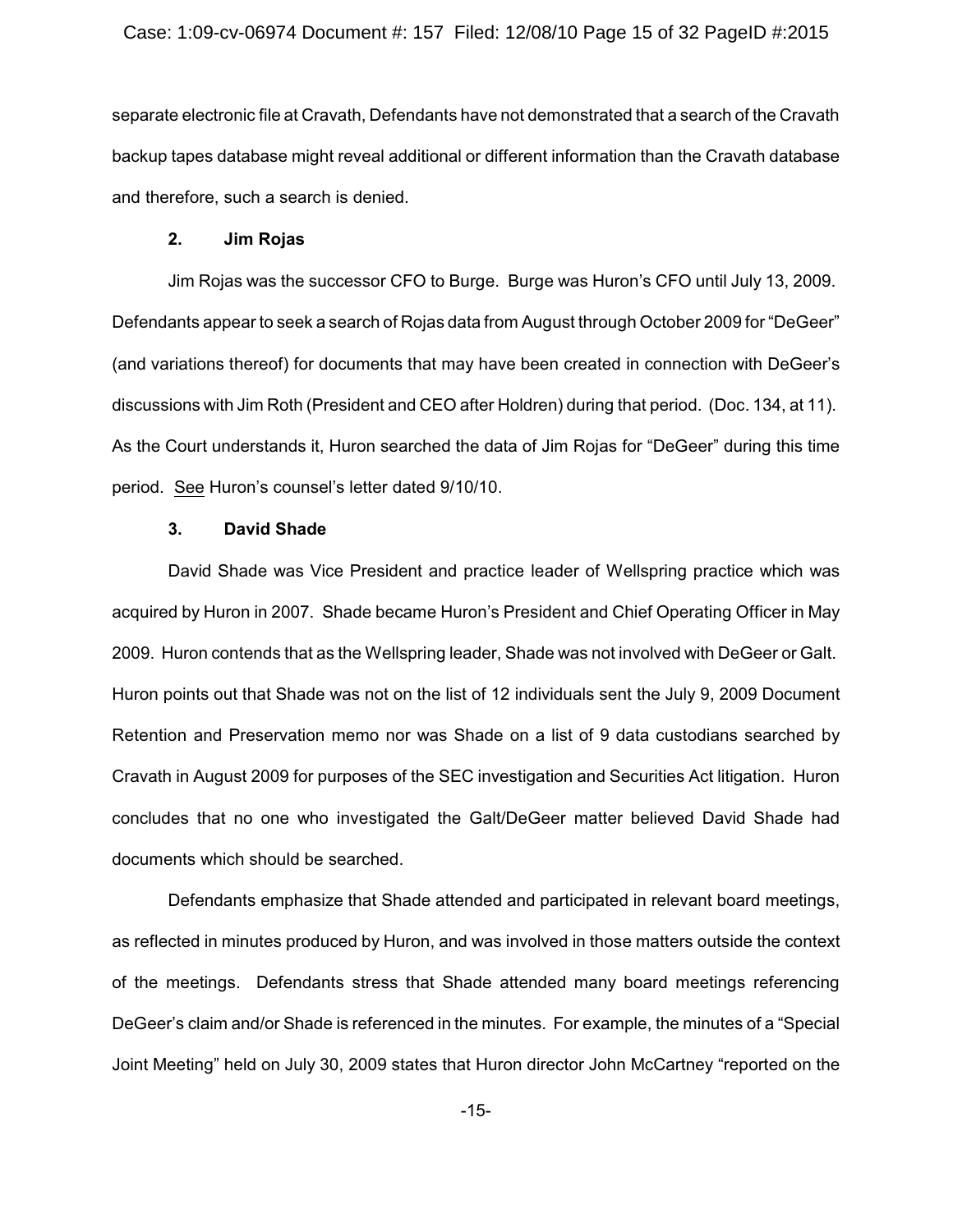separate electronic file at Cravath, Defendants have not demonstrated that a search of the Cravath backup tapes database might reveal additional or different information than the Cravath database and therefore, such a search is denied.

**2. Jim Rojas**

Jim Rojas was the successor CFO to Burge. Burge was Huron's CFO until July 13, 2009. Defendants appear to seek a search of Rojas data from August through October 2009 for "DeGeer" (and variations thereof) for documents that may have been created in connection with DeGeer's discussions with Jim Roth (President and CEO after Holdren) during that period. (Doc. 134, at 11). As the Court understands it, Huron searched the data of Jim Rojas for "DeGeer" during this time period. See Huron's counsel's letter dated 9/10/10.

**3. David Shade**

David Shade was Vice President and practice leader of Wellspring practice which was acquired by Huron in 2007. Shade became Huron's President and Chief Operating Officer in May 2009. Huron contends that as the Wellspring leader, Shade was not involved with DeGeer or Galt. Huron points out that Shade was not on the list of 12 individuals sent the July 9, 2009 Document Retention and Preservation memo nor was Shade on a list of 9 data custodians searched by Cravath in August 2009 for purposes of the SEC investigation and Securities Act litigation. Huron concludes that no one who investigated the Galt/DeGeer matter believed David Shade had documents which should be searched.

Defendants emphasize that Shade attended and participated in relevant board meetings, as reflected in minutes produced by Huron, and was involved in those matters outside the context of the meetings. Defendants stress that Shade attended many board meetings referencing DeGeer's claim and/or Shade is referenced in the minutes. For example, the minutes of a "Special Joint Meeting" held on July 30, 2009 states that Huron director John McCartney "reported on the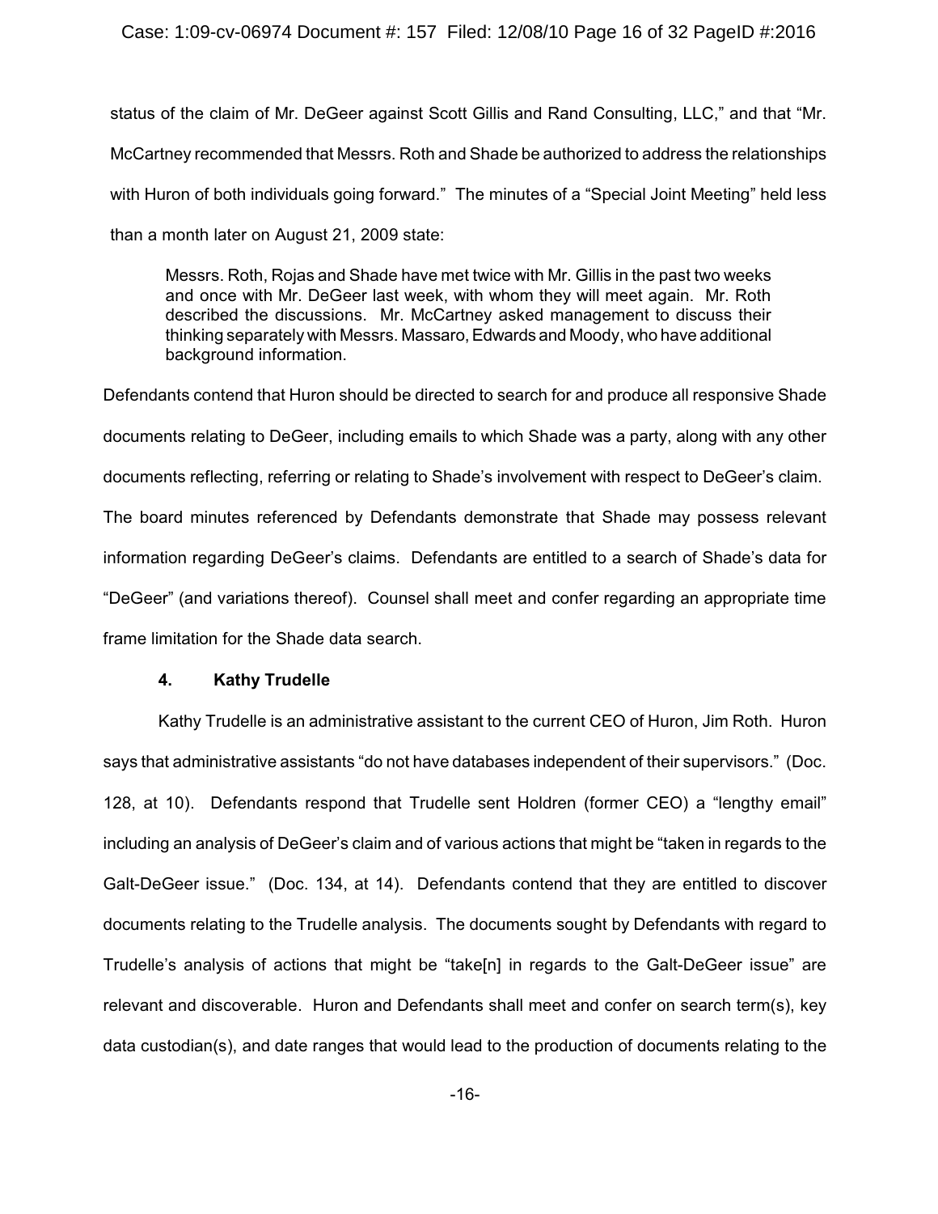status of the claim of Mr. DeGeer against Scott Gillis and Rand Consulting, LLC," and that "Mr. McCartney recommended that Messrs. Roth and Shade be authorized to address the relationships with Huron of both individuals going forward." The minutes of a "Special Joint Meeting" held less than a month later on August 21, 2009 state:

> Messrs. Roth, Rojas and Shade have met twice with Mr. Gillis in the past two weeks and once with Mr. DeGeer last week, with whom they will meet again. Mr. Roth described the discussions. Mr. McCartney asked management to discuss their thinking separately with Messrs. Massaro, Edwards and Moody, who have additional background information.

Defendants contend that Huron should be directed to search for and produce all responsive Shade documents relating to DeGeer, including emails to which Shade was a party, along with any other documents reflecting, referring or relating to Shade's involvement with respect to DeGeer's claim. The board minutes referenced by Defendants demonstrate that Shade may possess relevant information regarding DeGeer's claims. Defendants are entitled to a search of Shade's data for "DeGeer" (and variations thereof). Counsel shall meet and confer regarding an appropriate time frame limitation for the Shade data search.

**4. Kathy Trudelle**

Kathy Trudelle is an administrative assistant to the current CEO of Huron, Jim Roth. Huron says that administrative assistants "do not have databases independent of their supervisors." (Doc. 128, at 10). Defendants respond that Trudelle sent Holdren (former CEO) a "lengthy email" including an analysis of DeGeer's claim and of various actions that might be "taken in regards to the Galt-DeGeer issue." (Doc. 134, at 14). Defendants contend that they are entitled to discover documents relating to the Trudelle analysis. The documents sought by Defendants with regard to Trudelle's analysis of actions that might be "take[n] in regards to the Galt-DeGeer issue" are relevant and discoverable. Huron and Defendants shall meet and confer on search term(s), key data custodian(s), and date ranges that would lead to the production of documents relating to the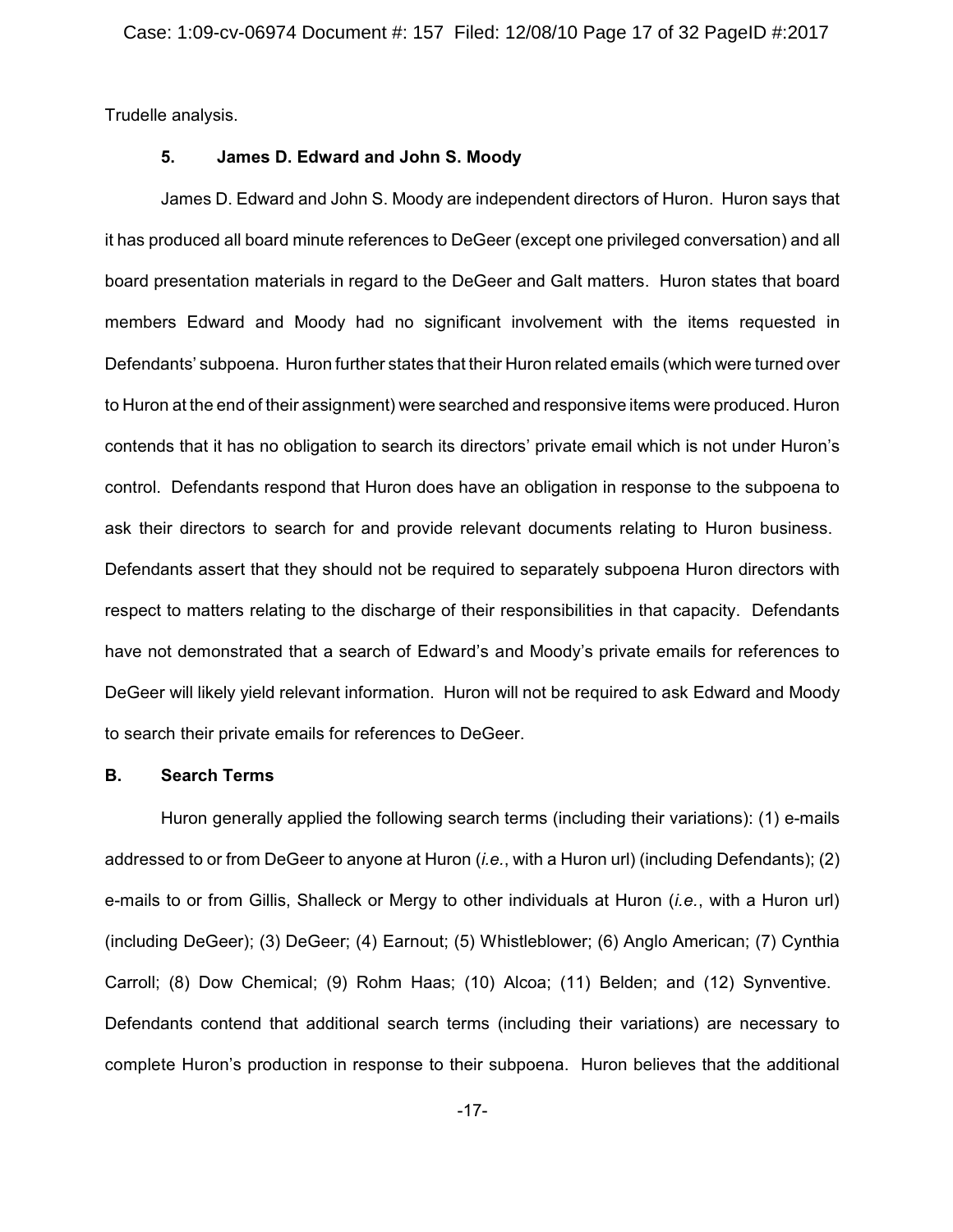Trudelle analysis.

### 5. James D. Edward and John S. Moody

James D. Edward and John S. Moody are independent directors of Huron. Huron says that it has produced all board minute references to DeGeer (except one privileged conversation) and all board presentation materials in regard to the DeGeer and Galt matters. Huron states that board members Edward and Moody had no significant involvement with the items requested in Defendants' subpoena. Huron further states that their Huron related emails (which were turned over to Huron at the end of their assignment) were searched and responsive items were produced. Huron contends that it has no obligation to search its directors' private email which is not under Huron's control. Defendants respond that Huron does have an obligation in response to the subpoena to ask their directors to search for and provide relevant documents relating to Huron business. Defendants assert that they should not be required to separately subpoena Huron directors with respect to matters relating to the discharge of their responsibilities in that capacity. Defendants have not demonstrated that a search of Edward's and Moody's private emails for references to DeGeer will likely yield relevant information. Huron will not be required to ask Edward and Moody to search their private emails for references to DeGeer.

## B. Search Terms

Huron generally applied the following search terms (including their variations): (1) e-mails addressed to or from DeGeer to anyone at Huron (*i.e.*, with a Huron url) (including Defendants); (2) e-mails to or from Gillis, Shalleck or Mergy to other individuals at Huron (*i.e.*, with a Huron url) (including DeGeer); (3) DeGeer; (4) Earnout; (5) Whistleblower; (6) Anglo American; (7) Cynthia Carroll; (8) Dow Chemical; (9) Rohm Haas; (10) Alcoa; (11) Belden; and (12) Synventive. Defendants contend that additional search terms (including their variations) are necessary to complete Huron's production in response to their subpoena. Huron believes that the additional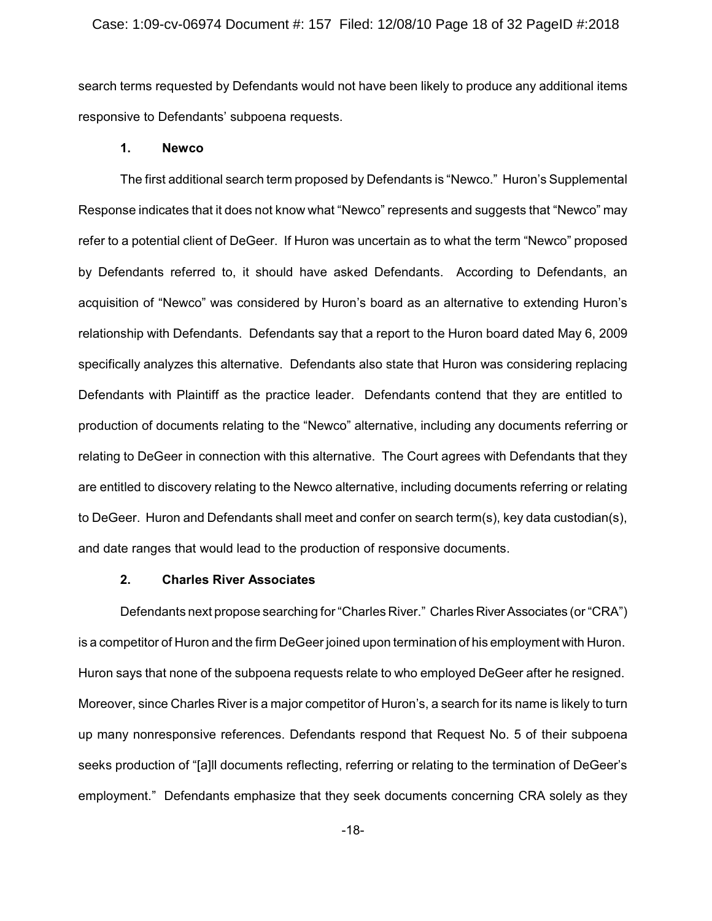search terms requested by Defendants would not have been likely to produce any additional items responsive to Defendants' subpoena requests.

**1. Newco**

The first additional search term proposed by Defendants is "Newco." Huron's Supplemental Response indicates that it does not know what "Newco" represents and suggests that "Newco" may refer to a potential client of DeGeer. If Huron was uncertain as to what the term "Newco" proposed by Defendants referred to, it should have asked Defendants. According to Defendants, an acquisition of "Newco" was considered by Huron's board as an alternative to extending Huron's relationship with Defendants. Defendants say that a report to the Huron board dated May 6, 2009 specifically analyzes this alternative. Defendants also state that Huron was considering replacing Defendants with Plaintiff as the practice leader. Defendants contend that they are entitled to production of documents relating to the "Newco" alternative, including any documents referring or relating to DeGeer in connection with this alternative. The Court agrees with Defendants that they are entitled to discovery relating to the Newco alternative, including documents referring or relating to DeGeer. Huron and Defendants shall meet and confer on search term(s), key data custodian(s), and date ranges that would lead to the production of responsive documents.

**2. Charles River Associates**

Defendants next propose searching for "Charles River." Charles River Associates (or "CRA") is a competitor of Huron and the firm DeGeer joined upon termination of his employment with Huron. Huron says that none of the subpoena requests relate to who employed DeGeer after he resigned. Moreover, since Charles River is a major competitor of Huron's, a search for its name is likely to turn up many nonresponsive references. Defendants respond that Request No. 5 of their subpoena seeks production of "[a]ll documents reflecting, referring or relating to the termination of DeGeer's employment." Defendants emphasize that they seek documents concerning CRA solely as they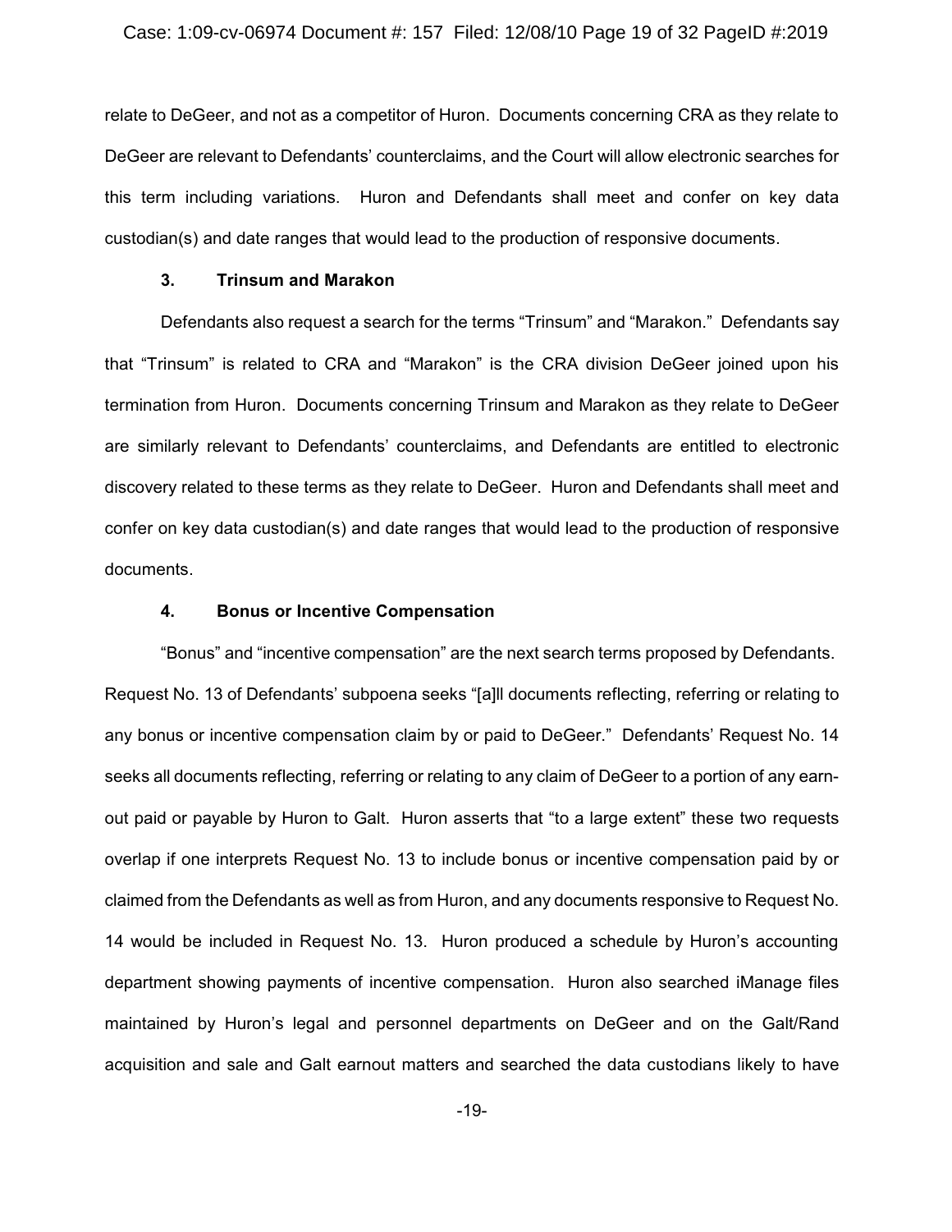relate to DeGeer, and not as a competitor of Huron. Documents concerning CRA as they relate to DeGeer are relevant to Defendants' counterclaims, and the Court will allow electronic searches for this term including variations. Huron and Defendants shall meet and confer on key data custodian(s) and date ranges that would lead to the production of responsive documents.

### 3. Trinsum and Marakon

Defendants also request a search for the terms "Trinsum" and "Marakon." Defendants say that "Trinsum" is related to CRA and "Marakon" is the CRA division DeGeer joined upon his termination from Huron. Documents concerning Trinsum and Marakon as they relate to DeGeer are similarly relevant to Defendants' counterclaims, and Defendants are entitled to electronic discovery related to these terms as they relate to DeGeer. Huron and Defendants shall meet and confer on key data custodian(s) and date ranges that would lead to the production of responsive documents.

### 4. Bonus or Incentive Compensation

"Bonus" and "incentive compensation" are the next search terms proposed by Defendants. Request No. 13 of Defendants' subpoena seeks "[a]ll documents reflecting, referring or relating to any bonus or incentive compensation claim by or paid to DeGeer." Defendants' Request No. 14 seeks all documents reflecting, referring or relating to any claim of DeGeer to a portion of any earn-out paid or payable by Huron to Galt. Huron asserts that "to a large extent" these two requests overlap if one interprets Request No. 13 to include bonus or incentive compensation paid by or claimed from the Defendants as well as from Huron, and any documents responsive to Request No. 14 would be included in Request No. 13. Huron produced a schedule by Huron's accounting department showing payments of incentive compensation. Huron also searched iManage files maintained by Huron's legal and personnel departments on DeGeer and on the Galt/Rand acquisition and sale and Galt earnout matters and searched the data custodians likely to have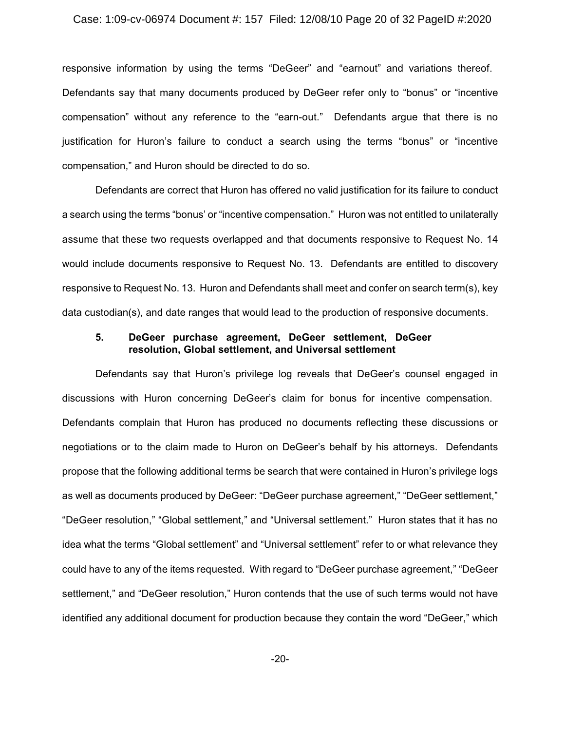responsive information by using the terms "DeGeer" and "earnout" and variations thereof. Defendants say that many documents produced by DeGeer refer only to "bonus" or "incentive compensation" without any reference to the "earn-out." Defendants argue that there is no justification for Huron's failure to conduct a search using the terms "bonus" or "incentive compensation," and Huron should be directed to do so.

Defendants are correct that Huron has offered no valid justification for its failure to conduct a search using the terms "bonus' or "incentive compensation." Huron was not entitled to unilaterally assume that these two requests overlapped and that documents responsive to Request No. 14 would include documents responsive to Request No. 13. Defendants are entitled to discovery responsive to Request No. 13. Huron and Defendants shall meet and confer on search term(s), key data custodian(s), and date ranges that would lead to the production of responsive documents.

**5. DeGeer purchase agreement, DeGeer settlement, DeGeer resolution, Global settlement, and Universal settlement**

Defendants say that Huron's privilege log reveals that DeGeer's counsel engaged in discussions with Huron concerning DeGeer's claim for bonus for incentive compensation. Defendants complain that Huron has produced no documents reflecting these discussions or negotiations or to the claim made to Huron on DeGeer's behalf by his attorneys. Defendants propose that the following additional terms be search that were contained in Huron's privilege logs as well as documents produced by DeGeer: "DeGeer purchase agreement," "DeGeer settlement," "DeGeer resolution," "Global settlement," and "Universal settlement." Huron states that it has no idea what the terms "Global settlement" and "Universal settlement" refer to or what relevance they could have to any of the items requested. With regard to "DeGeer purchase agreement," "DeGeer settlement," and "DeGeer resolution," Huron contends that the use of such terms would not have identified any additional document for production because they contain the word "DeGeer," which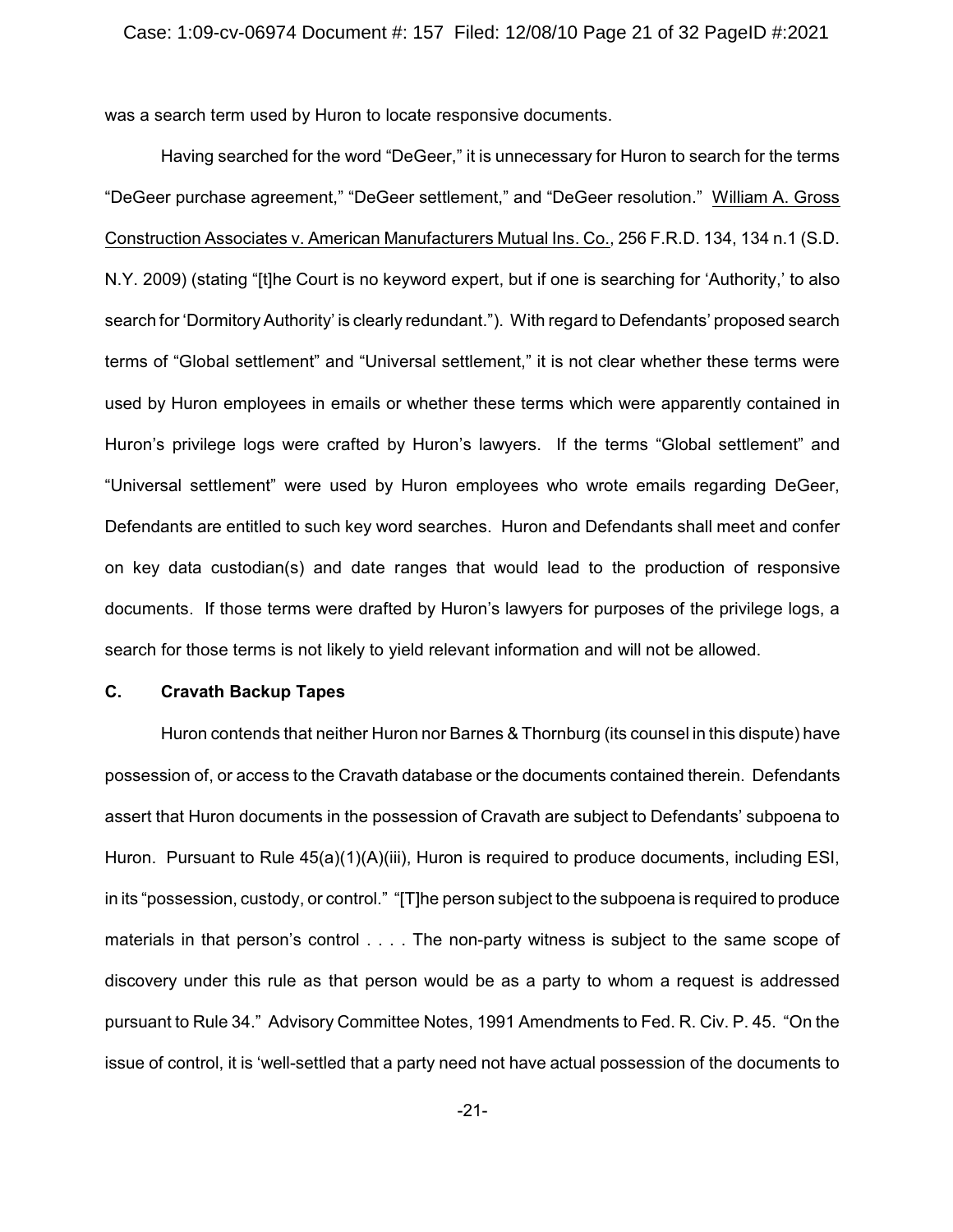was a search term used by Huron to locate responsive documents.

Having searched for the word "DeGeer," it is unnecessary for Huron to search for the terms "DeGeer purchase agreement," "DeGeer settlement," and "DeGeer resolution." William A. Gross Construction Associates v. American Manufacturers Mutual Ins. Co., 256 F.R.D. 134, 134 n.1 (S.D. N.Y. 2009) (stating "[t]he Court is no keyword expert, but if one is searching for 'Authority,' to also search for 'Dormitory Authority' is clearly redundant."). With regard to Defendants' proposed search terms of "Global settlement" and "Universal settlement," it is not clear whether these terms were used by Huron employees in emails or whether these terms which were apparently contained in Huron's privilege logs were crafted by Huron's lawyers. If the terms "Global settlement" and "Universal settlement" were used by Huron employees who wrote emails regarding DeGeer, Defendants are entitled to such key word searches. Huron and Defendants shall meet and confer on key data custodian(s) and date ranges that would lead to the production of responsive documents. If those terms were drafted by Huron's lawyers for purposes of the privilege logs, a search for those terms is not likely to yield relevant information and will not be allowed.

### C. Cravath Backup Tapes

Huron contends that neither Huron nor Barnes & Thornburg (its counsel in this dispute) have possession of, or access to the Cravath database or the documents contained therein. Defendants assert that Huron documents in the possession of Cravath are subject to Defendants' subpoena to Huron. Pursuant to Rule 45(a)(1)(A)(iii), Huron is required to produce documents, including ESI, in its "possession, custody, or control." "[T]he person subject to the subpoena is required to produce materials in that person's control . . . . The non-party witness is subject to the same scope of discovery under this rule as that person would be as a party to whom a request is addressed pursuant to Rule 34." Advisory Committee Notes, 1991 Amendments to Fed. R. Civ. P. 45. "On the issue of control, it is 'well-settled that a party need not have actual possession of the documents to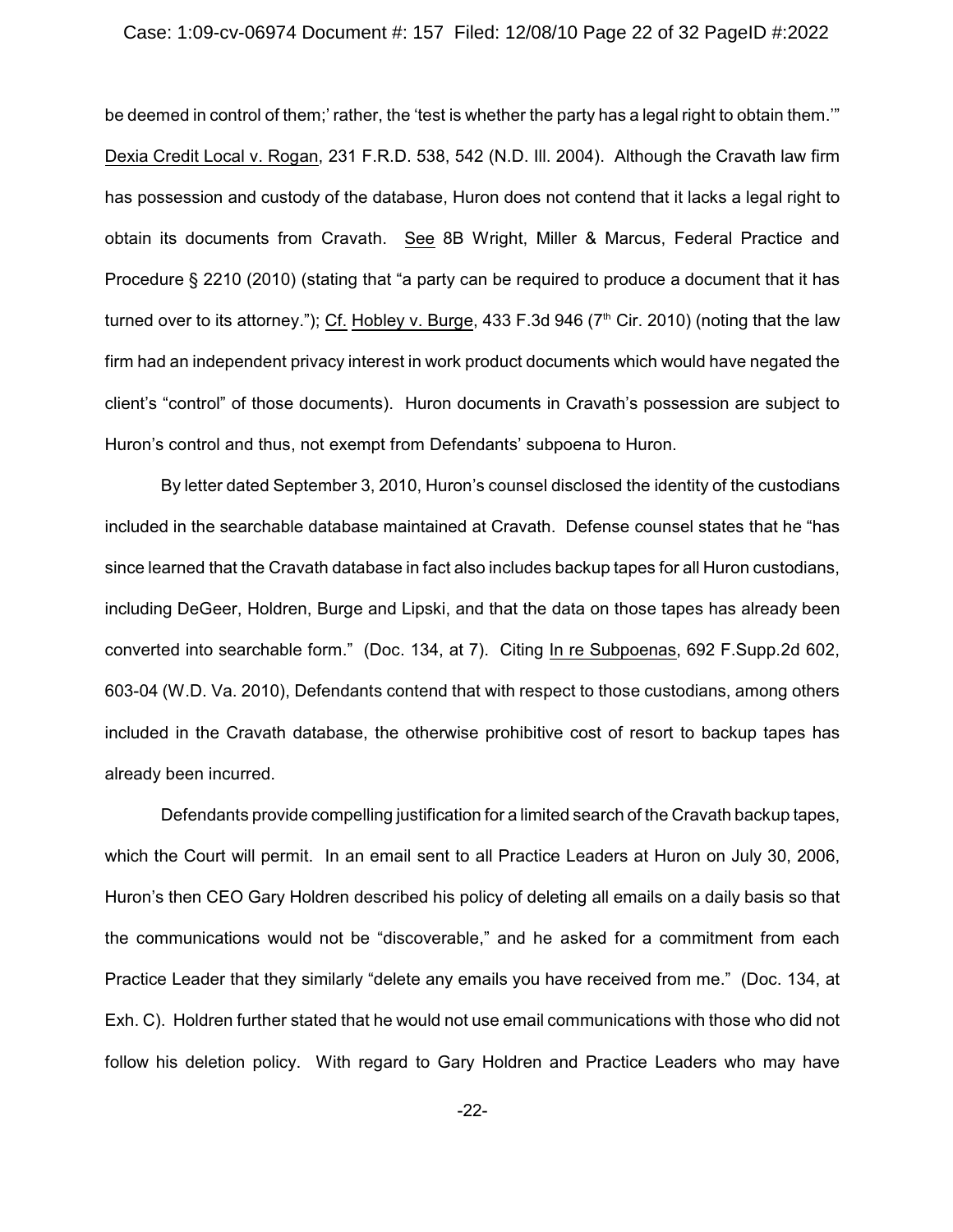be deemed in control of them;' rather, the 'test is whether the party has a legal right to obtain them.'" Dexia Credit Local v. Rogan, 231 F.R.D. 538, 542 (N.D. Ill. 2004). Although the Cravath law firm has possession and custody of the database, Huron does not contend that it lacks a legal right to obtain its documents from Cravath. See 8B Wright, Miller & Marcus, Federal Practice and Procedure § 2210 (2010) (stating that "a party can be required to produce a document that it has turned over to its attorney."); Cf. Hobley v. Burge, 433 F.3d 946 (7th Cir. 2010) (noting that the law firm had an independent privacy interest in work product documents which would have negated the client's "control" of those documents). Huron documents in Cravath's possession are subject to Huron's control and thus, not exempt from Defendants' subpoena to Huron.

By letter dated September 3, 2010, Huron's counsel disclosed the identity of the custodians included in the searchable database maintained at Cravath. Defense counsel states that he "has since learned that the Cravath database in fact also includes backup tapes for all Huron custodians, including DeGeer, Holdren, Burge and Lipski, and that the data on those tapes has already been converted into searchable form." (Doc. 134, at 7). Citing In re Subpoenas, 692 F.Supp.2d 602, 603-04 (W.D. Va. 2010), Defendants contend that with respect to those custodians, among others included in the Cravath database, the otherwise prohibitive cost of resort to backup tapes has already been incurred.

Defendants provide compelling justification for a limited search of the Cravath backup tapes, which the Court will permit. In an email sent to all Practice Leaders at Huron on July 30, 2006, Huron's then CEO Gary Holdren described his policy of deleting all emails on a daily basis so that the communications would not be "discoverable," and he asked for a commitment from each Practice Leader that they similarly "delete any emails you have received from me." (Doc. 134, at Exh. C). Holdren further stated that he would not use email communications with those who did not follow his deletion policy. With regard to Gary Holdren and Practice Leaders who may have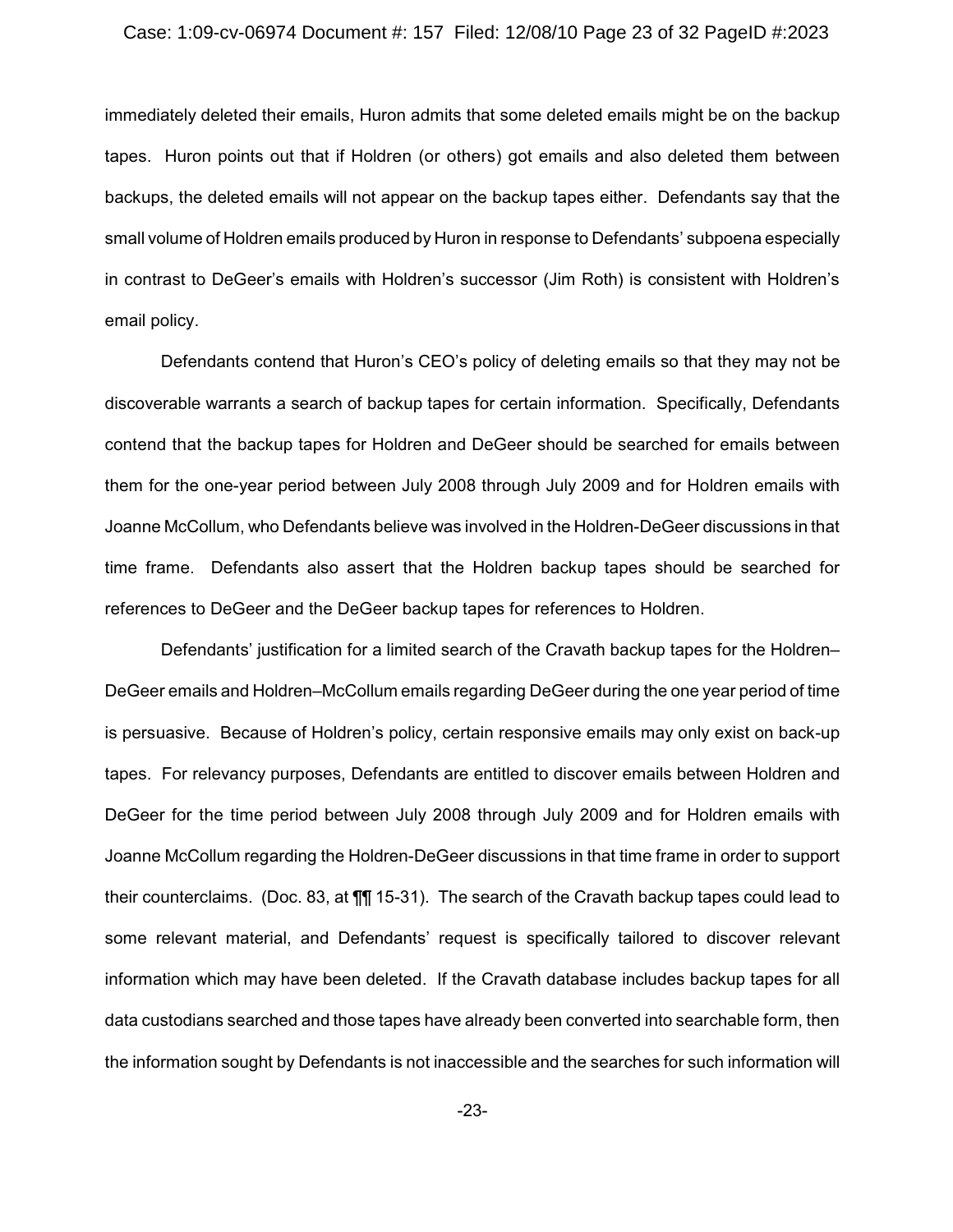immediately deleted their emails, Huron admits that some deleted emails might be on the backup tapes. Huron points out that if Holdren (or others) got emails and also deleted them between backups, the deleted emails will not appear on the backup tapes either. Defendants say that the small volume of Holdren emails produced by Huron in response to Defendants' subpoena especially in contrast to DeGeer's emails with Holdren's successor (Jim Roth) is consistent with Holdren's email policy.

Defendants contend that Huron's CEO's policy of deleting emails so that they may not be discoverable warrants a search of backup tapes for certain information. Specifically, Defendants contend that the backup tapes for Holdren and DeGeer should be searched for emails between them for the one-year period between July 2008 through July 2009 and for Holdren emails with Joanne McCollum, who Defendants believe was involved in the Holdren-DeGeer discussions in that time frame. Defendants also assert that the Holdren backup tapes should be searched for references to DeGeer and the DeGeer backup tapes for references to Holdren.

Defendants' justification for a limited search of the Cravath backup tapes for the Holdren–DeGeer emails and Holdren–McCollum emails regarding DeGeer during the one year period of time is persuasive. Because of Holdren's policy, certain responsive emails may only exist on back-up tapes. For relevancy purposes, Defendants are entitled to discover emails between Holdren and DeGeer for the time period between July 2008 through July 2009 and for Holdren emails with Joanne McCollum regarding the Holdren-DeGeer discussions in that time frame in order to support their counterclaims. (Doc. 83, at ¶¶ 15-31). The search of the Cravath backup tapes could lead to some relevant material, and Defendants' request is specifically tailored to discover relevant information which may have been deleted. If the Cravath database includes backup tapes for all data custodians searched and those tapes have already been converted into searchable form, then the information sought by Defendants is not inaccessible and the searches for such information will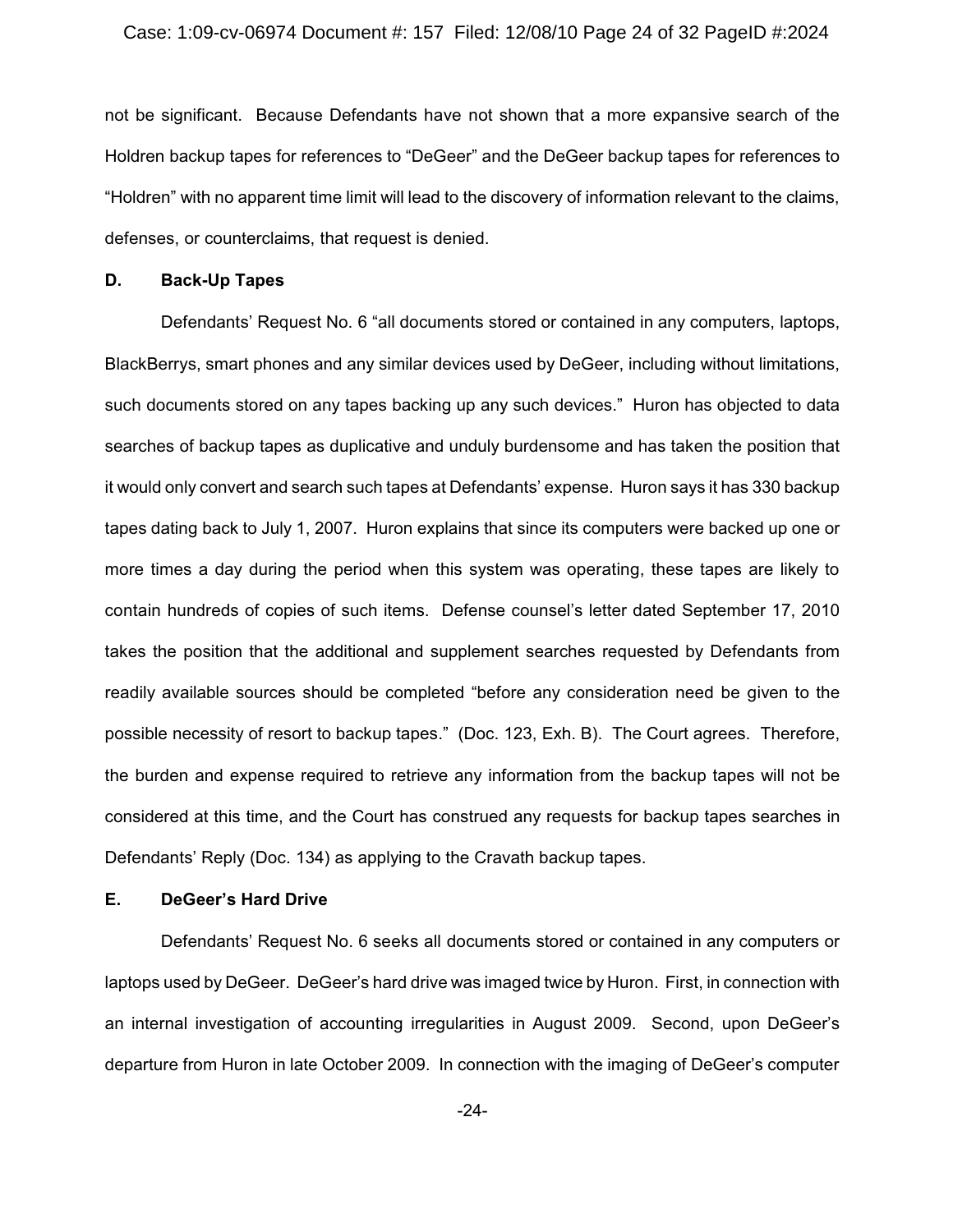not be significant. Because Defendants have not shown that a more expansive search of the Holdren backup tapes for references to "DeGeer" and the DeGeer backup tapes for references to "Holdren" with no apparent time limit will lead to the discovery of information relevant to the claims, defenses, or counterclaims, that request is denied.

**D. Back-Up Tapes**

Defendants' Request No. 6 "all documents stored or contained in any computers, laptops, BlackBerrys, smart phones and any similar devices used by DeGeer, including without limitations, such documents stored on any tapes backing up any such devices." Huron has objected to data searches of backup tapes as duplicative and unduly burdensome and has taken the position that it would only convert and search such tapes at Defendants' expense. Huron says it has 330 backup tapes dating back to July 1, 2007. Huron explains that since its computers were backed up one or more times a day during the period when this system was operating, these tapes are likely to contain hundreds of copies of such items. Defense counsel's letter dated September 17, 2010 takes the position that the additional and supplement searches requested by Defendants from readily available sources should be completed "before any consideration need be given to the possible necessity of resort to backup tapes." (Doc. 123, Exh. B). The Court agrees. Therefore, the burden and expense required to retrieve any information from the backup tapes will not be considered at this time, and the Court has construed any requests for backup tapes searches in Defendants' Reply (Doc. 134) as applying to the Cravath backup tapes.

**E. DeGeer's Hard Drive**

Defendants' Request No. 6 seeks all documents stored or contained in any computers or laptops used by DeGeer. DeGeer's hard drive was imaged twice by Huron. First, in connection with an internal investigation of accounting irregularities in August 2009. Second, upon DeGeer's departure from Huron in late October 2009. In connection with the imaging of DeGeer's computer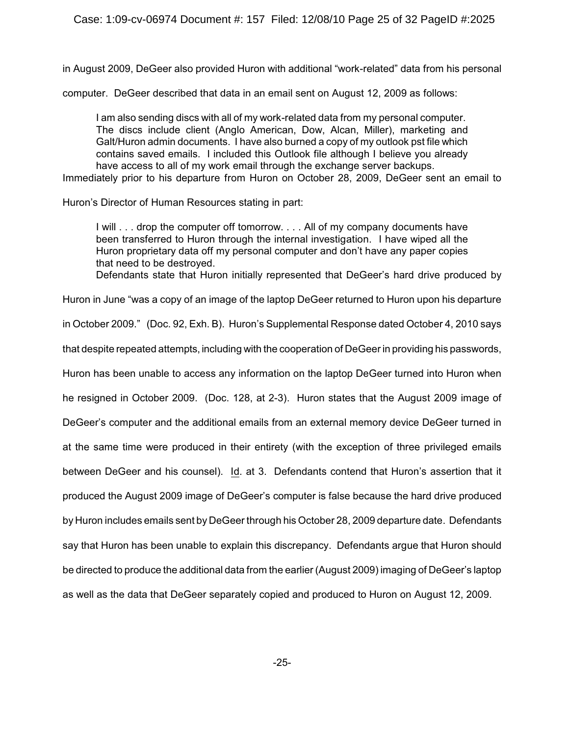in August 2009, DeGeer also provided Huron with additional "work-related" data from his personal computer. DeGeer described that data in an email sent on August 12, 2009 as follows:

> I am also sending discs with all of my work-related data from my personal computer. The discs include client (Anglo American, Dow, Alcan, Miller), marketing and Galt/Huron admin documents. I have also burned a copy of my outlook pst file which contains saved emails. I included this Outlook file although I believe you already have access to all of my work email through the exchange server backups.

Immediately prior to his departure from Huron on October 28, 2009, DeGeer sent an email to Huron's Director of Human Resources stating in part:

> I will . . . drop the computer off tomorrow. . . . All of my company documents have been transferred to Huron through the internal investigation. I have wiped all the Huron proprietary data off my personal computer and don't have any paper copies that need to be destroyed.

Defendants state that Huron initially represented that DeGeer's hard drive produced by Huron in June "was a copy of an image of the laptop DeGeer returned to Huron upon his departure in October 2009." (Doc. 92, Exh. B). Huron's Supplemental Response dated October 4, 2010 says that despite repeated attempts, including with the cooperation of DeGeer in providing his passwords, Huron has been unable to access any information on the laptop DeGeer turned into Huron when he resigned in October 2009. (Doc. 128, at 2-3). Huron states that the August 2009 image of DeGeer's computer and the additional emails from an external memory device DeGeer turned in at the same time were produced in their entirety (with the exception of three privileged emails between DeGeer and his counsel). Id. at 3. Defendants contend that Huron's assertion that it produced the August 2009 image of DeGeer's computer is false because the hard drive produced by Huron includes emails sent by DeGeer through his October 28, 2009 departure date. Defendants say that Huron has been unable to explain this discrepancy. Defendants argue that Huron should be directed to produce the additional data from the earlier (August 2009) imaging of DeGeer's laptop as well as the data that DeGeer separately copied and produced to Huron on August 12, 2009.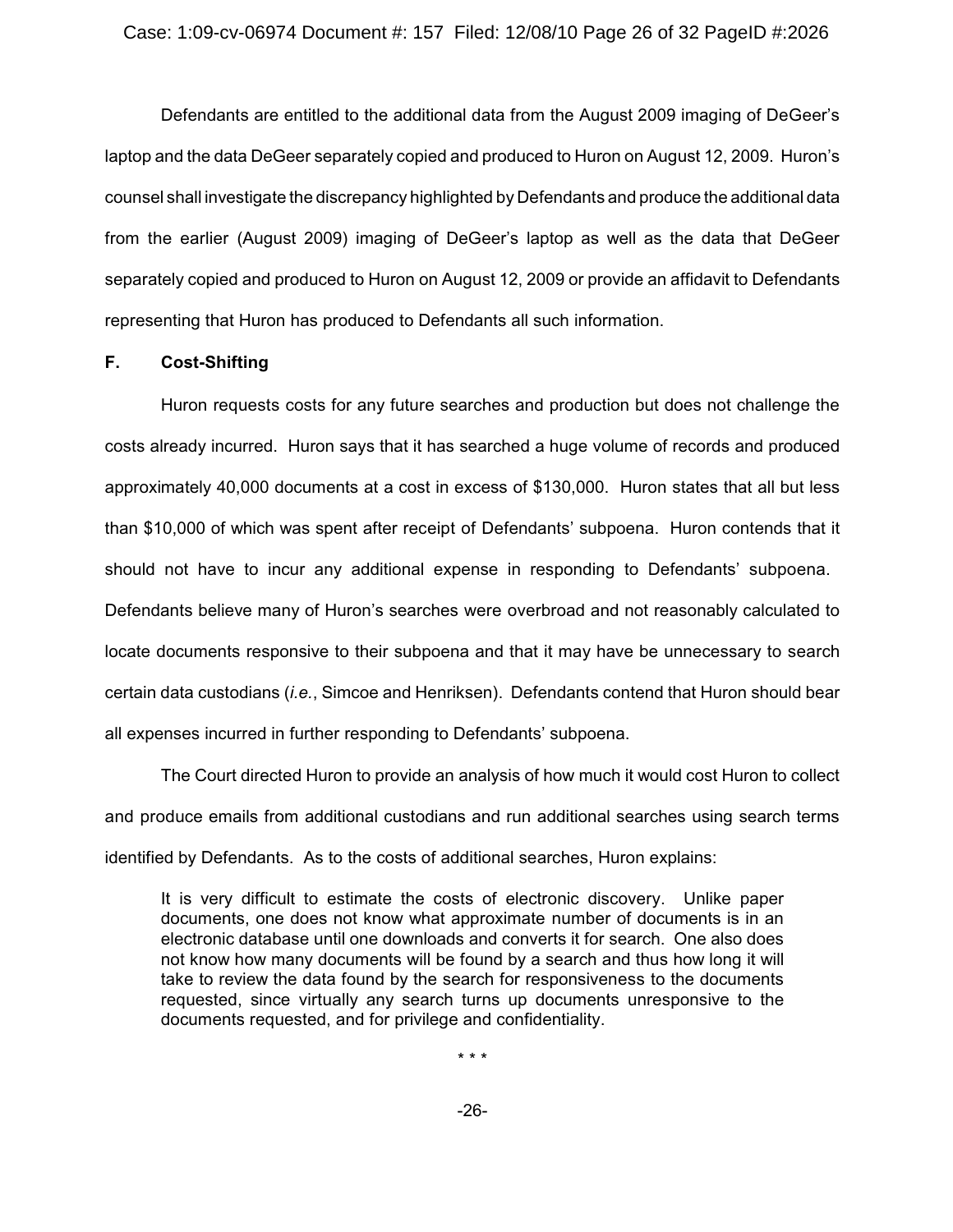Defendants are entitled to the additional data from the August 2009 imaging of DeGeer's laptop and the data DeGeer separately copied and produced to Huron on August 12, 2009. Huron's counsel shall investigate the discrepancy highlighted by Defendants and produce the additional data from the earlier (August 2009) imaging of DeGeer's laptop as well as the data that DeGeer separately copied and produced to Huron on August 12, 2009 or provide an affidavit to Defendants representing that Huron has produced to Defendants all such information.

### F. Cost-Shifting

Huron requests costs for any future searches and production but does not challenge the costs already incurred. Huron says that it has searched a huge volume of records and produced approximately 40,000 documents at a cost in excess of $130,000. Huron states that all but less than $10,000 of which was spent after receipt of Defendants' subpoena. Huron contends that it should not have to incur any additional expense in responding to Defendants' subpoena. Defendants believe many of Huron's searches were overbroad and not reasonably calculated to locate documents responsive to their subpoena and that it may have be unnecessary to search certain data custodians (*i.e.*, Simcoe and Henriksen). Defendants contend that Huron should bear all expenses incurred in further responding to Defendants' subpoena.

The Court directed Huron to provide an analysis of how much it would cost Huron to collect and produce emails from additional custodians and run additional searches using search terms identified by Defendants. As to the costs of additional searches, Huron explains:

> It is very difficult to estimate the costs of electronic discovery. Unlike paper documents, one does not know what approximate number of documents is in an electronic database until one downloads and converts it for search. One also does not know how many documents will be found by a search and thus how long it will take to review the data found by the search for responsiveness to the documents requested, since virtually any search turns up documents unresponsive to the documents requested, and for privilege and confidentiality.
>
> \* \* \*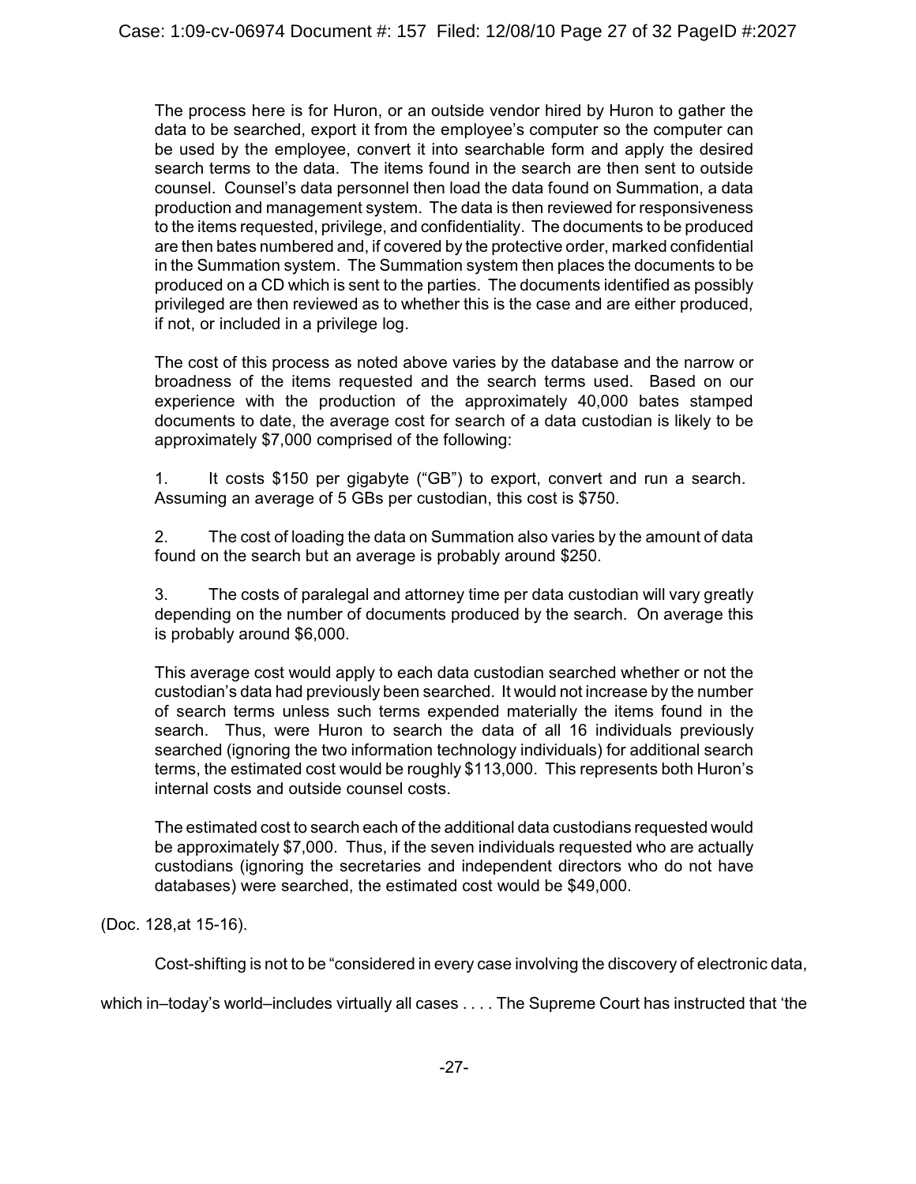> The process here is for Huron, or an outside vendor hired by Huron to gather the data to be searched, export it from the employee's computer so the computer can be used by the employee, convert it into searchable form and apply the desired search terms to the data. The items found in the search are then sent to outside counsel. Counsel's data personnel then load the data found on Summation, a data production and management system. The data is then reviewed for responsiveness to the items requested, privilege, and confidentiality. The documents to be produced are then bates numbered and, if covered by the protective order, marked confidential in the Summation system. The Summation system then places the documents to be produced on a CD which is sent to the parties. The documents identified as possibly privileged are then reviewed as to whether this is the case and are either produced, if not, or included in a privilege log.
>
> The cost of this process as noted above varies by the database and the narrow or broadness of the items requested and the search terms used. Based on our experience with the production of the approximately 40,000 bates stamped documents to date, the average cost for search of a data custodian is likely to be approximately $7,000 comprised of the following:
>
> 1. It costs $150 per gigabyte ("GB") to export, convert and run a search. Assuming an average of 5 GBs per custodian, this cost is $750.
>
> 2. The cost of loading the data on Summation also varies by the amount of data found on the search but an average is probably around $250.
>
> 3. The costs of paralegal and attorney time per data custodian will vary greatly depending on the number of documents produced by the search. On average this is probably around $6,000.
>
> This average cost would apply to each data custodian searched whether or not the custodian's data had previously been searched. It would not increase by the number of search terms unless such terms expended materially the items found in the search. Thus, were Huron to search the data of all 16 individuals previously searched (ignoring the two information technology individuals) for additional search terms, the estimated cost would be roughly $113,000. This represents both Huron's internal costs and outside counsel costs.
>
> The estimated cost to search each of the additional data custodians requested would be approximately $7,000. Thus, if the seven individuals requested who are actually custodians (ignoring the secretaries and independent directors who do not have databases) were searched, the estimated cost would be $49,000.

(Doc. 128,at 15-16).

Cost-shifting is not to be "considered in every case involving the discovery of electronic data, which in–today's world–includes virtually all cases . . . . The Supreme Court has instructed that 'the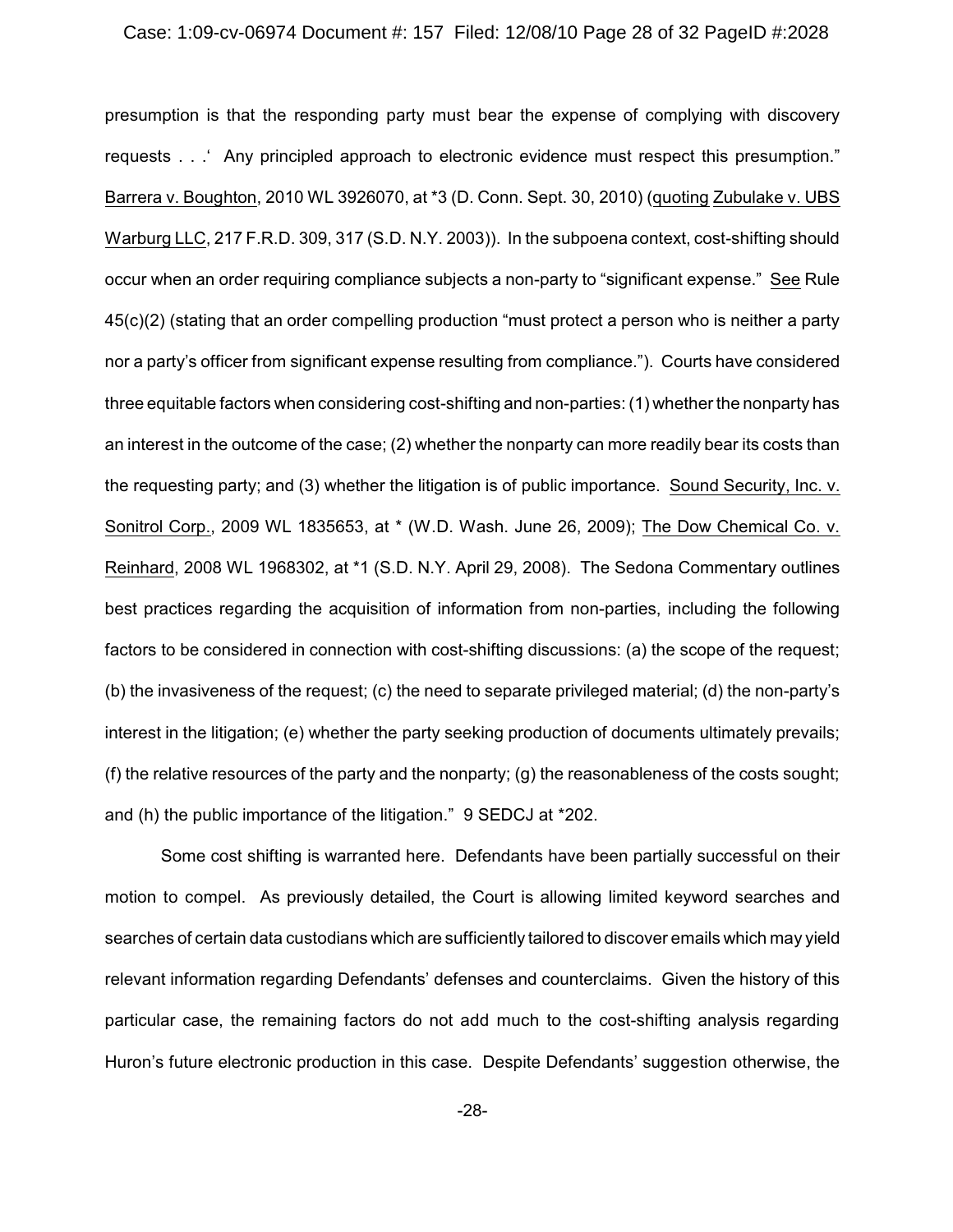presumption is that the responding party must bear the expense of complying with discovery requests . . .' Any principled approach to electronic evidence must respect this presumption." Barrera v. Boughton, 2010 WL 3926070, at *3 (D. Conn. Sept. 30, 2010) (quoting Zubulake v. UBS Warburg LLC, 217 F.R.D. 309, 317 (S.D. N.Y. 2003)). In the subpoena context, cost-shifting should occur when an order requiring compliance subjects a non-party to "significant expense." See Rule 45(c)(2) (stating that an order compelling production "must protect a person who is neither a party nor a party's officer from significant expense resulting from compliance."). Courts have considered three equitable factors when considering cost-shifting and non-parties: (1) whether the nonparty has an interest in the outcome of the case; (2) whether the nonparty can more readily bear its costs than the requesting party; and (3) whether the litigation is of public importance. Sound Security, Inc. v. Sonitrol Corp., 2009 WL 1835653, at * (W.D. Wash. June 26, 2009); The Dow Chemical Co. v. Reinhard, 2008 WL 1968302, at *1 (S.D. N.Y. April 29, 2008). The Sedona Commentary outlines best practices regarding the acquisition of information from non-parties, including the following factors to be considered in connection with cost-shifting discussions: (a) the scope of the request; (b) the invasiveness of the request; (c) the need to separate privileged material; (d) the non-party's interest in the litigation; (e) whether the party seeking production of documents ultimately prevails; (f) the relative resources of the party and the nonparty; (g) the reasonableness of the costs sought; and (h) the public importance of the litigation." 9 SEDCJ at *202.

Some cost shifting is warranted here. Defendants have been partially successful on their motion to compel. As previously detailed, the Court is allowing limited keyword searches and searches of certain data custodians which are sufficiently tailored to discover emails which may yield relevant information regarding Defendants' defenses and counterclaims. Given the history of this particular case, the remaining factors do not add much to the cost-shifting analysis regarding Huron's future electronic production in this case. Despite Defendants' suggestion otherwise, the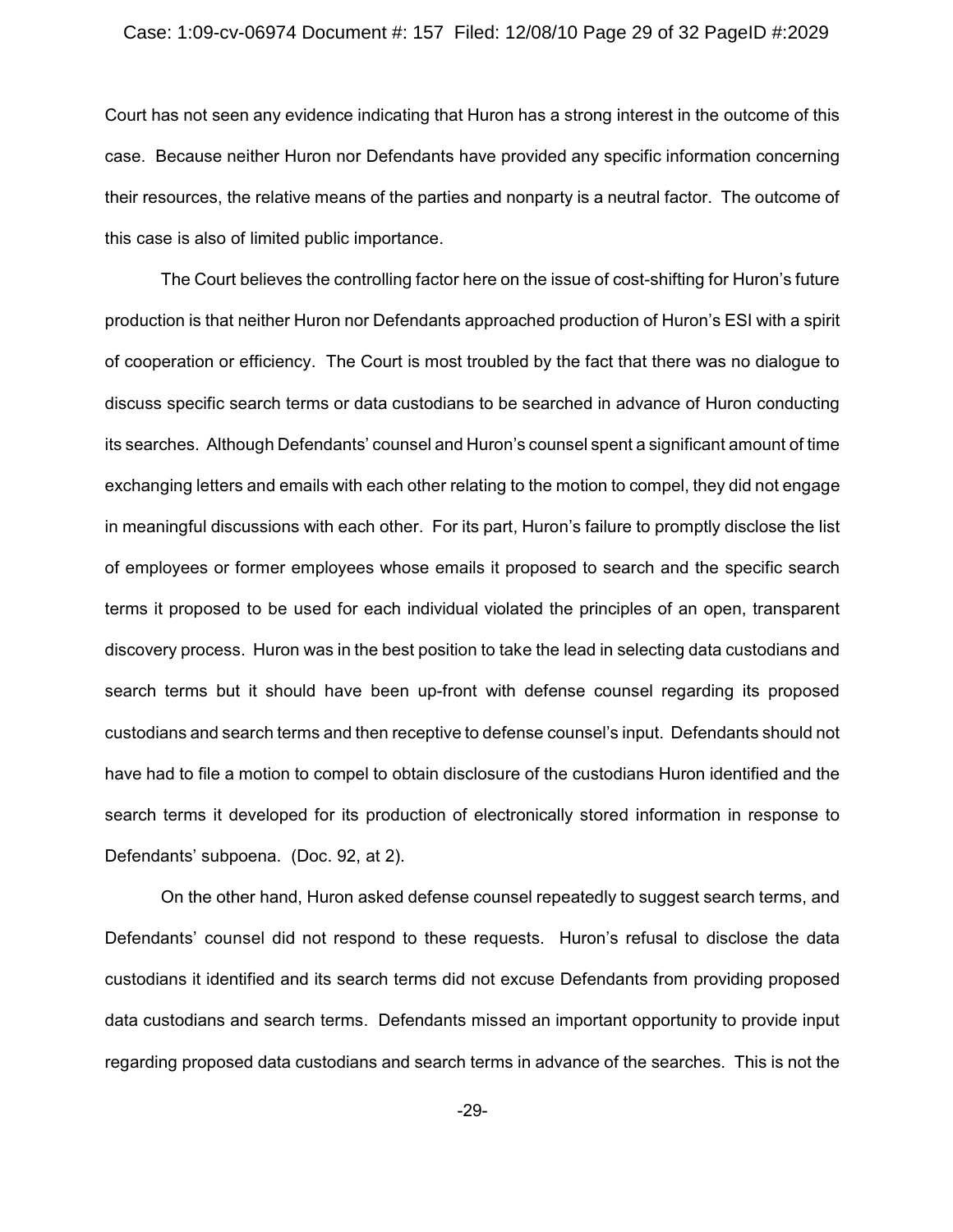Court has not seen any evidence indicating that Huron has a strong interest in the outcome of this case. Because neither Huron nor Defendants have provided any specific information concerning their resources, the relative means of the parties and nonparty is a neutral factor. The outcome of this case is also of limited public importance.

The Court believes the controlling factor here on the issue of cost-shifting for Huron's future production is that neither Huron nor Defendants approached production of Huron's ESI with a spirit of cooperation or efficiency. The Court is most troubled by the fact that there was no dialogue to discuss specific search terms or data custodians to be searched in advance of Huron conducting its searches. Although Defendants' counsel and Huron's counsel spent a significant amount of time exchanging letters and emails with each other relating to the motion to compel, they did not engage in meaningful discussions with each other. For its part, Huron's failure to promptly disclose the list of employees or former employees whose emails it proposed to search and the specific search terms it proposed to be used for each individual violated the principles of an open, transparent discovery process. Huron was in the best position to take the lead in selecting data custodians and search terms but it should have been up-front with defense counsel regarding its proposed custodians and search terms and then receptive to defense counsel's input. Defendants should not have had to file a motion to compel to obtain disclosure of the custodians Huron identified and the search terms it developed for its production of electronically stored information in response to Defendants' subpoena. (Doc. 92, at 2).

On the other hand, Huron asked defense counsel repeatedly to suggest search terms, and Defendants' counsel did not respond to these requests. Huron's refusal to disclose the data custodians it identified and its search terms did not excuse Defendants from providing proposed data custodians and search terms. Defendants missed an important opportunity to provide input regarding proposed data custodians and search terms in advance of the searches. This is not the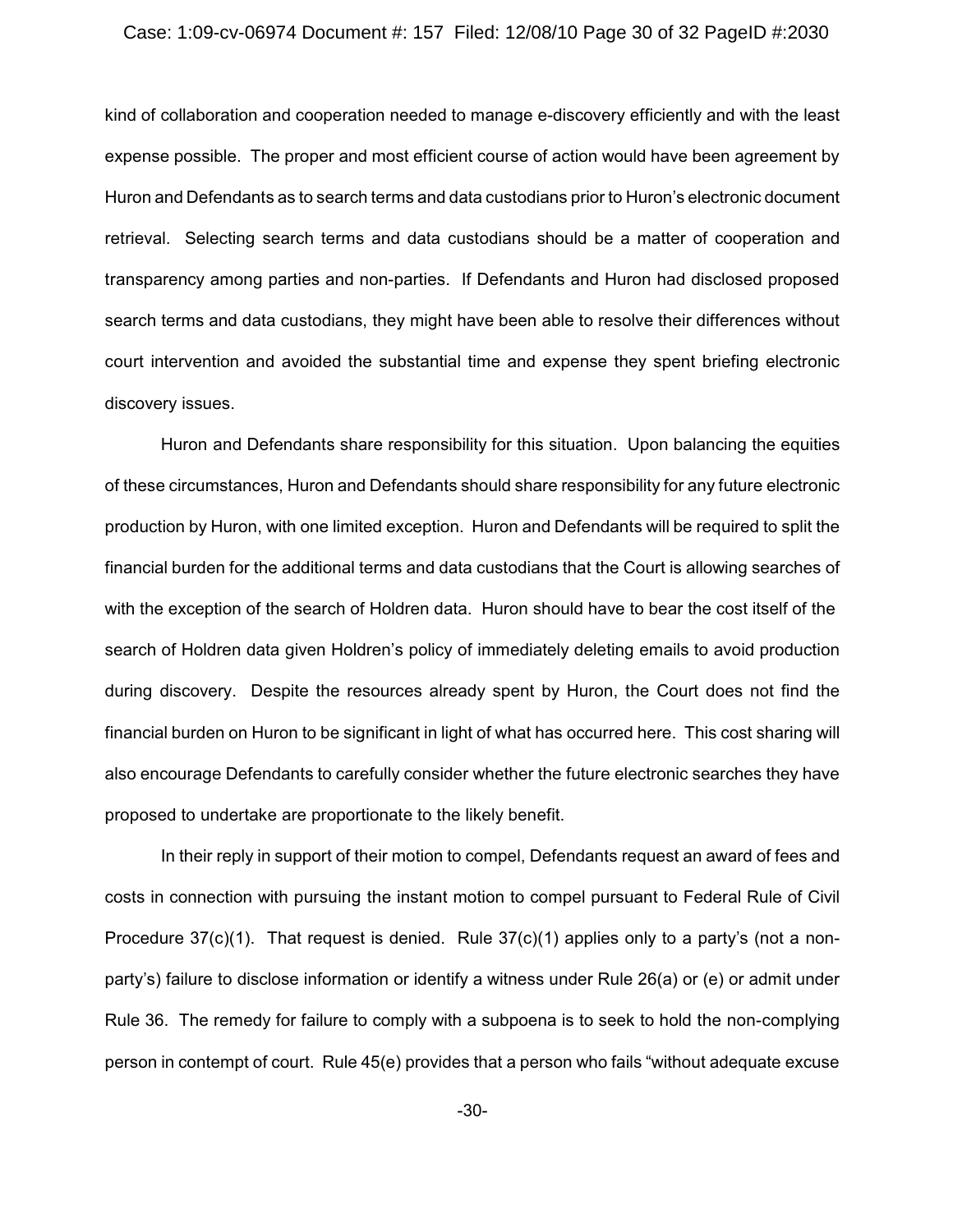kind of collaboration and cooperation needed to manage e-discovery efficiently and with the least expense possible. The proper and most efficient course of action would have been agreement by Huron and Defendants as to search terms and data custodians prior to Huron's electronic document retrieval. Selecting search terms and data custodians should be a matter of cooperation and transparency among parties and non-parties. If Defendants and Huron had disclosed proposed search terms and data custodians, they might have been able to resolve their differences without court intervention and avoided the substantial time and expense they spent briefing electronic discovery issues.

Huron and Defendants share responsibility for this situation. Upon balancing the equities of these circumstances, Huron and Defendants should share responsibility for any future electronic production by Huron, with one limited exception. Huron and Defendants will be required to split the financial burden for the additional terms and data custodians that the Court is allowing searches of with the exception of the search of Holdren data. Huron should have to bear the cost itself of the search of Holdren data given Holdren's policy of immediately deleting emails to avoid production during discovery. Despite the resources already spent by Huron, the Court does not find the financial burden on Huron to be significant in light of what has occurred here. This cost sharing will also encourage Defendants to carefully consider whether the future electronic searches they have proposed to undertake are proportionate to the likely benefit.

In their reply in support of their motion to compel, Defendants request an award of fees and costs in connection with pursuing the instant motion to compel pursuant to Federal Rule of Civil Procedure 37(c)(1). That request is denied. Rule 37(c)(1) applies only to a party's (not a non-party's) failure to disclose information or identify a witness under Rule 26(a) or (e) or admit under Rule 36. The remedy for failure to comply with a subpoena is to seek to hold the non-complying person in contempt of court. Rule 45(e) provides that a person who fails "without adequate excuse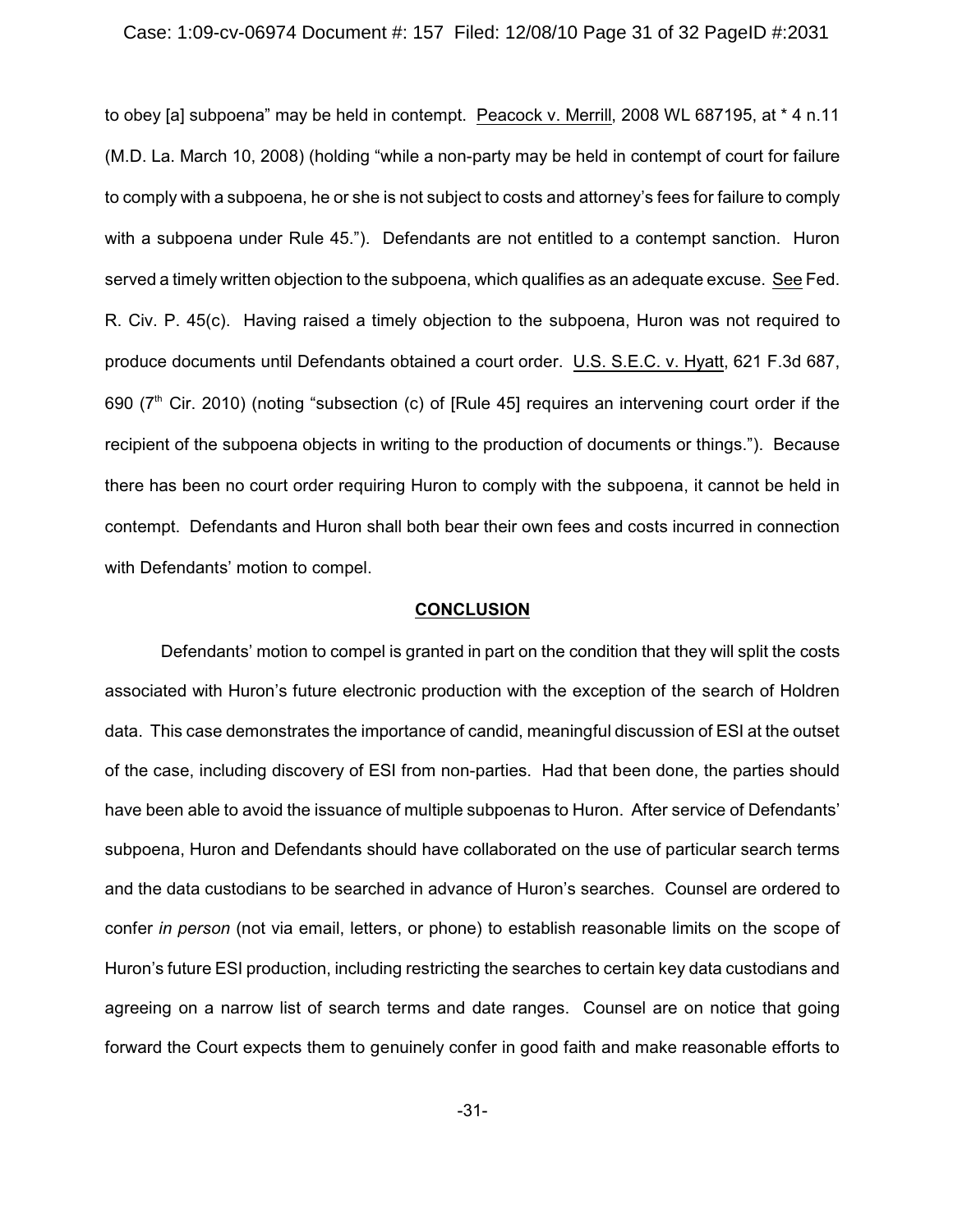to obey [a] subpoena" may be held in contempt. Peacock v. Merrill, 2008 WL 687195, at * 4 n.11 (M.D. La. March 10, 2008) (holding "while a non-party may be held in contempt of court for failure to comply with a subpoena, he or she is not subject to costs and attorney's fees for failure to comply with a subpoena under Rule 45."). Defendants are not entitled to a contempt sanction. Huron served a timely written objection to the subpoena, which qualifies as an adequate excuse. See Fed. R. Civ. P. 45(c). Having raised a timely objection to the subpoena, Huron was not required to produce documents until Defendants obtained a court order. U.S. S.E.C. v. Hyatt, 621 F.3d 687, 690 (7th Cir. 2010) (noting "subsection (c) of [Rule 45] requires an intervening court order if the recipient of the subpoena objects in writing to the production of documents or things."). Because there has been no court order requiring Huron to comply with the subpoena, it cannot be held in contempt. Defendants and Huron shall both bear their own fees and costs incurred in connection with Defendants' motion to compel.

## CONCLUSION

Defendants' motion to compel is granted in part on the condition that they will split the costs associated with Huron's future electronic production with the exception of the search of Holdren data. This case demonstrates the importance of candid, meaningful discussion of ESI at the outset of the case, including discovery of ESI from non-parties. Had that been done, the parties should have been able to avoid the issuance of multiple subpoenas to Huron. After service of Defendants' subpoena, Huron and Defendants should have collaborated on the use of particular search terms and the data custodians to be searched in advance of Huron's searches. Counsel are ordered to confer *in person* (not via email, letters, or phone) to establish reasonable limits on the scope of Huron's future ESI production, including restricting the searches to certain key data custodians and agreeing on a narrow list of search terms and date ranges. Counsel are on notice that going forward the Court expects them to genuinely confer in good faith and make reasonable efforts to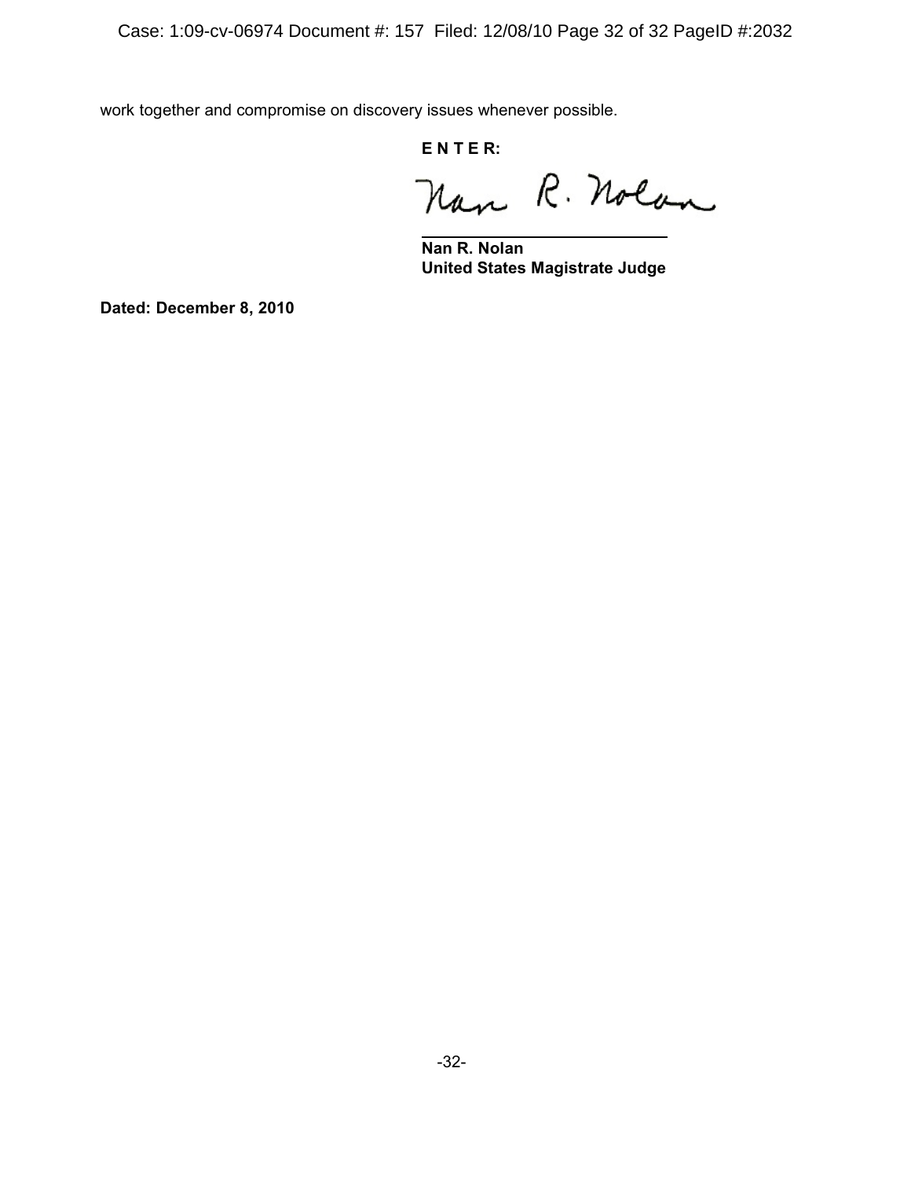work together and compromise on discovery issues whenever possible.

**E N T E R:**

Nan R. Nolan

**Nan R. Nolan**
**United States Magistrate Judge**

**Dated: December 8, 2010**